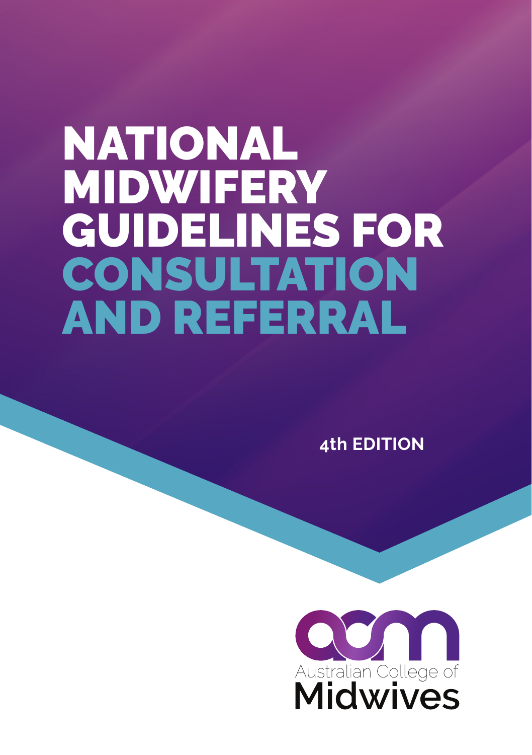# NATIONAL MIDWIFERY GUIDELINES FOR CONSULTATION AND REFERRAL

**4th EDITION**

Australian College of Midwives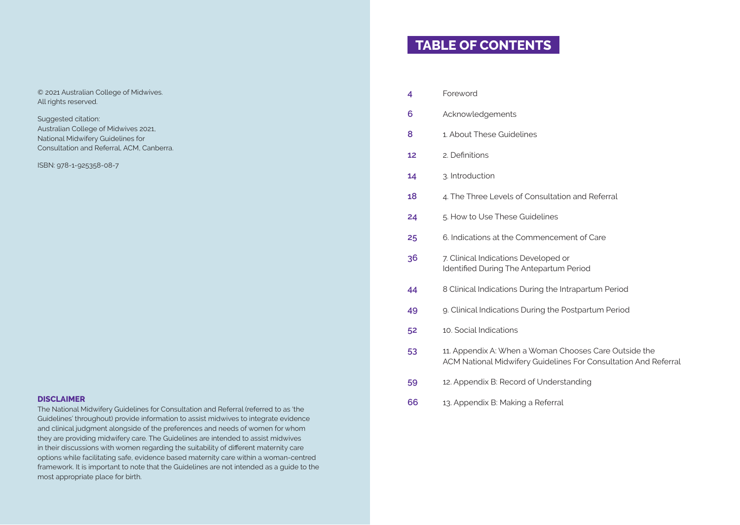© 2021 Australian College of Midwives.
All rights reserved.

Suggested citation:
Australian College of Midwives 2021,
National Midwifery Guidelines for
Consultation and Referral, ACM, Canberra.

ISBN: 978-1-925358-08-7

**DISCLAIMER**

The National Midwifery Guidelines for Consultation and Referral (referred to as 'the Guidelines' throughout) provide information to assist midwives to integrate evidence and clinical judgment alongside of the preferences and needs of women for whom they are providing midwifery care. The Guidelines are intended to assist midwives in their discussions with women regarding the suitability of different maternity care options while facilitating safe, evidence based maternity care within a woman-centred framework. It is important to note that the Guidelines are not intended as a guide to the most appropriate place for birth.

# TABLE OF CONTENTS

| | |
|---|---|
| 4 | Foreword |
| 6 | Acknowledgements |
| 8 | 1. About These Guidelines |
| 12 | 2. Definitions |
| 14 | 3. Introduction |
| 18 | 4. The Three Levels of Consultation and Referral |
| 24 | 5. How to Use These Guidelines |
| 25 | 6. Indications at the Commencement of Care |
| 36 | 7. Clinical Indications Developed or Identified During The Antepartum Period |
| 44 | 8 Clinical Indications During the Intrapartum Period |
| 49 | 9. Clinical Indications During the Postpartum Period |
| 52 | 10. Social Indications |
| 53 | 11. Appendix A: When a Woman Chooses Care Outside the ACM National Midwifery Guidelines For Consultation And Referral |
| 59 | 12. Appendix B: Record of Understanding |
| 66 | 13. Appendix B: Making a Referral |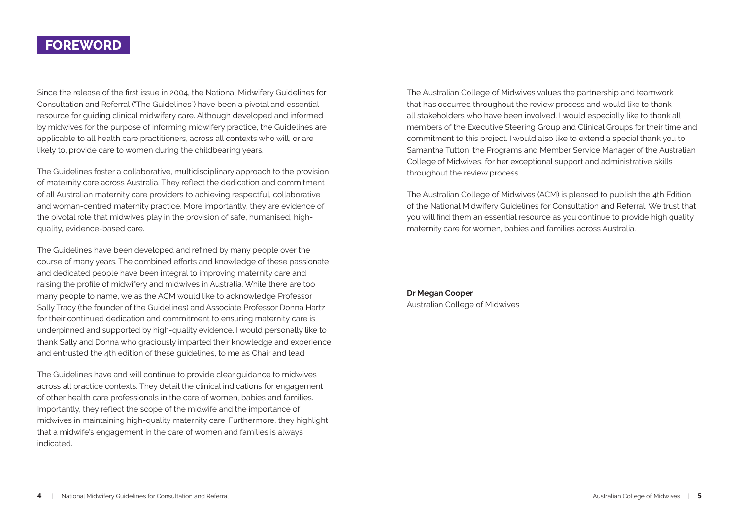# FOREWORD

Since the release of the first issue in 2004, the National Midwifery Guidelines for Consultation and Referral ("The Guidelines") have been a pivotal and essential resource for guiding clinical midwifery care. Although developed and informed by midwives for the purpose of informing midwifery practice, the Guidelines are applicable to all health care practitioners, across all contexts who will, or are likely to, provide care to women during the childbearing years.

The Guidelines foster a collaborative, multidisciplinary approach to the provision of maternity care across Australia. They reflect the dedication and commitment of all Australian maternity care providers to achieving respectful, collaborative and woman-centred maternity practice. More importantly, they are evidence of the pivotal role that midwives play in the provision of safe, humanised, high-quality, evidence-based care.

The Guidelines have been developed and refined by many people over the course of many years. The combined efforts and knowledge of these passionate and dedicated people have been integral to improving maternity care and raising the profile of midwifery and midwives in Australia. While there are too many people to name, we as the ACM would like to acknowledge Professor Sally Tracy (the founder of the Guidelines) and Associate Professor Donna Hartz for their continued dedication and commitment to ensuring maternity care is underpinned and supported by high-quality evidence. I would personally like to thank Sally and Donna who graciously imparted their knowledge and experience and entrusted the 4th edition of these guidelines, to me as Chair and lead.

The Guidelines have and will continue to provide clear guidance to midwives across all practice contexts. They detail the clinical indications for engagement of other health care professionals in the care of women, babies and families. Importantly, they reflect the scope of the midwife and the importance of midwives in maintaining high-quality maternity care. Furthermore, they highlight that a midwife's engagement in the care of women and families is always indicated.

The Australian College of Midwives values the partnership and teamwork that has occurred throughout the review process and would like to thank all stakeholders who have been involved. I would especially like to thank all members of the Executive Steering Group and Clinical Groups for their time and commitment to this project. I would also like to extend a special thank you to Samantha Tutton, the Programs and Member Service Manager of the Australian College of Midwives, for her exceptional support and administrative skills throughout the review process.

The Australian College of Midwives (ACM) is pleased to publish the 4th Edition of the National Midwifery Guidelines for Consultation and Referral. We trust that you will find them an essential resource as you continue to provide high quality maternity care for women, babies and families across Australia.

**Dr Megan Cooper**
Australian College of Midwives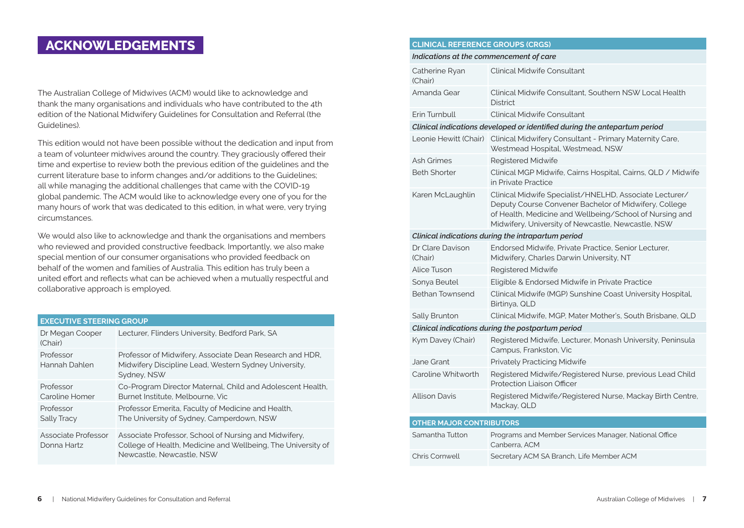# ACKNOWLEDGEMENTS

The Australian College of Midwives (ACM) would like to acknowledge and thank the many organisations and individuals who have contributed to the 4th edition of the National Midwifery Guidelines for Consultation and Referral (the Guidelines).

This edition would not have been possible without the dedication and input from a team of volunteer midwives around the country. They graciously offered their time and expertise to review both the previous edition of the guidelines and the current literature base to inform changes and/or additions to the Guidelines; all while managing the additional challenges that came with the COVID-19 global pandemic. The ACM would like to acknowledge every one of you for the many hours of work that was dedicated to this edition, in what were, very trying circumstances.

We would also like to acknowledge and thank the organisations and members who reviewed and provided constructive feedback. Importantly, we also make special mention of our consumer organisations who provided feedback on behalf of the women and families of Australia. This edition has truly been a united effort and reflects what can be achieved when a mutually respectful and collaborative approach is employed.

| EXECUTIVE STEERING GROUP | |
|---|---|
| Dr Megan Cooper (Chair) | Lecturer, Flinders University, Bedford Park, SA |
| Professor Hannah Dahlen | Professor of Midwifery, Associate Dean Research and HDR, Midwifery Discipline Lead, Western Sydney University, Sydney, NSW |
| Professor Caroline Homer | Co-Program Director Maternal, Child and Adolescent Health, Burnet Institute, Melbourne, Vic |
| Professor Sally Tracy | Professor Emerita, Faculty of Medicine and Health, The University of Sydney, Camperdown, NSW |
| Associate Professor Donna Hartz | Associate Professor, School of Nursing and Midwifery, College of Health, Medicine and Wellbeing, The University of Newcastle, Newcastle, NSW |

| CLINICAL REFERENCE GROUPS (CRGS) | |
|---|---|
| ***Indications at the commencement of care*** | |
| Catherine Ryan (Chair) | Clinical Midwife Consultant |
| Amanda Gear | Clinical Midwife Consultant, Southern NSW Local Health District |
| Erin Turnbull | Clinical Midwife Consultant |
| ***Clinical indications developed or identified during the antepartum period*** | |
| Leonie Hewitt (Chair) | Clinical Midwifery Consultant - Primary Maternity Care, Westmead Hospital, Westmead, NSW |
| Ash Grimes | Registered Midwife |
| Beth Shorter | Clinical MGP Midwife, Cairns Hospital, Cairns, QLD / Midwife in Private Practice |
| Karen McLaughlin | Clinical Midwife Specialist/HNELHD, Associate Lecturer/ Deputy Course Convener Bachelor of Midwifery, College of Health, Medicine and Wellbeing/School of Nursing and Midwifery, University of Newcastle, Newcastle, NSW |
| ***Clinical indications during the intrapartum period*** | |
| Dr Clare Davison (Chair) | Endorsed Midwife, Private Practice, Senior Lecturer, Midwifery, Charles Darwin University, NT |
| Alice Tuson | Registered Midwife |
| Sonya Beutel | Eligible & Endorsed Midwife in Private Practice |
| Bethan Townsend | Clinical Midwife (MGP) Sunshine Coast University Hospital, Birtinya, QLD |
| Sally Brunton | Clinical Midwife, MGP, Mater Mother's, South Brisbane, QLD |
| ***Clinical indications during the postpartum period*** | |
| Kym Davey (Chair) | Registered Midwife, Lecturer, Monash University, Peninsula Campus, Frankston, Vic |
| Jane Grant | Privately Practicing Midwife |
| Caroline Whitworth | Registered Midwife/Registered Nurse, previous Lead Child Protection Liaison Officer |
| Allison Davis | Registered Midwife/Registered Nurse, Mackay Birth Centre, Mackay, QLD |

| OTHER MAJOR CONTRIBUTORS | |
|---|---|
| Samantha Tutton | Programs and Member Services Manager, National Office Canberra, ACM |
| Chris Cornwell | Secretary ACM SA Branch, Life Member ACM |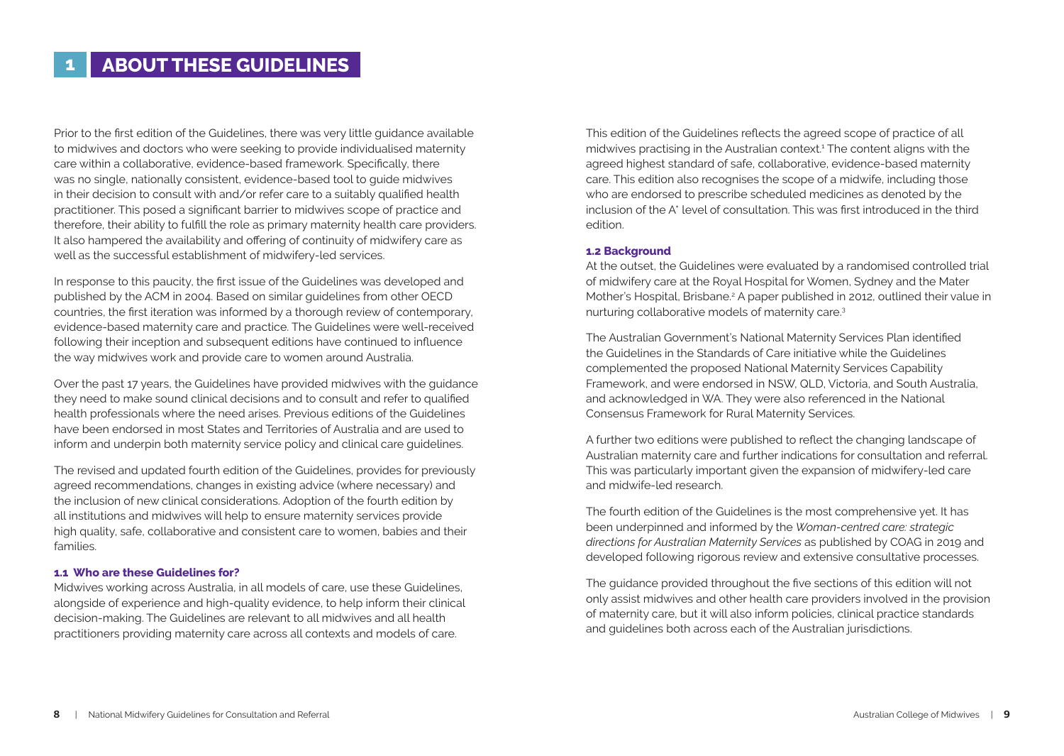# 1 ABOUT THESE GUIDELINES

Prior to the first edition of the Guidelines, there was very little guidance available to midwives and doctors who were seeking to provide individualised maternity care within a collaborative, evidence-based framework. Specifically, there was no single, nationally consistent, evidence-based tool to guide midwives in their decision to consult with and/or refer care to a suitably qualified health practitioner. This posed a significant barrier to midwives scope of practice and therefore, their ability to fulfill the role as primary maternity health care providers. It also hampered the availability and offering of continuity of midwifery care as well as the successful establishment of midwifery-led services.

In response to this paucity, the first issue of the Guidelines was developed and published by the ACM in 2004. Based on similar guidelines from other OECD countries, the first iteration was informed by a thorough review of contemporary, evidence-based maternity care and practice. The Guidelines were well-received following their inception and subsequent editions have continued to influence the way midwives work and provide care to women around Australia.

Over the past 17 years, the Guidelines have provided midwives with the guidance they need to make sound clinical decisions and to consult and refer to qualified health professionals where the need arises. Previous editions of the Guidelines have been endorsed in most States and Territories of Australia and are used to inform and underpin both maternity service policy and clinical care guidelines.

The revised and updated fourth edition of the Guidelines, provides for previously agreed recommendations, changes in existing advice (where necessary) and the inclusion of new clinical considerations. Adoption of the fourth edition by all institutions and midwives will help to ensure maternity services provide high quality, safe, collaborative and consistent care to women, babies and their families.

### 1.1 Who are these Guidelines for?

Midwives working across Australia, in all models of care, use these Guidelines, alongside of experience and high-quality evidence, to help inform their clinical decision-making. The Guidelines are relevant to all midwives and all health practitioners providing maternity care across all contexts and models of care.

This edition of the Guidelines reflects the agreed scope of practice of all midwives practising in the Australian context.[1] The content aligns with the agreed highest standard of safe, collaborative, evidence-based maternity care. This edition also recognises the scope of a midwife, including those who are endorsed to prescribe scheduled medicines as denoted by the inclusion of the A* level of consultation. This was first introduced in the third edition.

### 1.2 Background

At the outset, the Guidelines were evaluated by a randomised controlled trial of midwifery care at the Royal Hospital for Women, Sydney and the Mater Mother's Hospital, Brisbane.[2] A paper published in 2012, outlined their value in nurturing collaborative models of maternity care.[3]

The Australian Government's National Maternity Services Plan identified the Guidelines in the Standards of Care initiative while the Guidelines complemented the proposed National Maternity Services Capability Framework, and were endorsed in NSW, QLD, Victoria, and South Australia, and acknowledged in WA. They were also referenced in the National Consensus Framework for Rural Maternity Services.

A further two editions were published to reflect the changing landscape of Australian maternity care and further indications for consultation and referral. This was particularly important given the expansion of midwifery-led care and midwife-led research.

The fourth edition of the Guidelines is the most comprehensive yet. It has been underpinned and informed by the *Woman-centred care: strategic directions for Australian Maternity Services* as published by COAG in 2019 and developed following rigorous review and extensive consultative processes.

The guidance provided throughout the five sections of this edition will not only assist midwives and other health care providers involved in the provision of maternity care, but it will also inform policies, clinical practice standards and guidelines both across each of the Australian jurisdictions.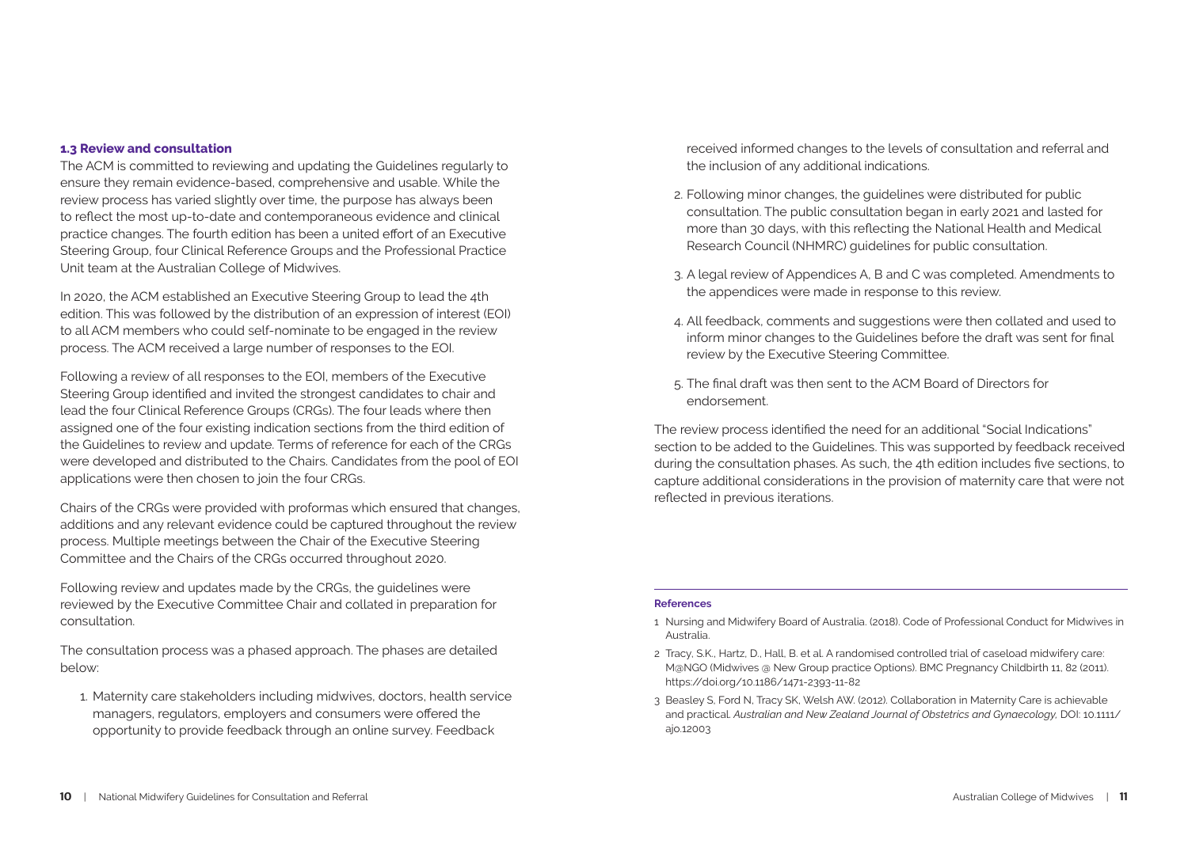### 1.3 Review and consultation

The ACM is committed to reviewing and updating the Guidelines regularly to ensure they remain evidence-based, comprehensive and usable. While the review process has varied slightly over time, the purpose has always been to reflect the most up-to-date and contemporaneous evidence and clinical practice changes. The fourth edition has been a united effort of an Executive Steering Group, four Clinical Reference Groups and the Professional Practice Unit team at the Australian College of Midwives.

In 2020, the ACM established an Executive Steering Group to lead the 4th edition. This was followed by the distribution of an expression of interest (EOI) to all ACM members who could self-nominate to be engaged in the review process. The ACM received a large number of responses to the EOI.

Following a review of all responses to the EOI, members of the Executive Steering Group identified and invited the strongest candidates to chair and lead the four Clinical Reference Groups (CRGs). The four leads where then assigned one of the four existing indication sections from the third edition of the Guidelines to review and update. Terms of reference for each of the CRGs were developed and distributed to the Chairs. Candidates from the pool of EOI applications were then chosen to join the four CRGs.

Chairs of the CRGs were provided with proformas which ensured that changes, additions and any relevant evidence could be captured throughout the review process. Multiple meetings between the Chair of the Executive Steering Committee and the Chairs of the CRGs occurred throughout 2020.

Following review and updates made by the CRGs, the guidelines were reviewed by the Executive Committee Chair and collated in preparation for consultation.

The consultation process was a phased approach. The phases are detailed below:

1. Maternity care stakeholders including midwives, doctors, health service managers, regulators, employers and consumers were offered the opportunity to provide feedback through an online survey. Feedback received informed changes to the levels of consultation and referral and the inclusion of any additional indications.
2. Following minor changes, the guidelines were distributed for public consultation. The public consultation began in early 2021 and lasted for more than 30 days, with this reflecting the National Health and Medical Research Council (NHMRC) guidelines for public consultation.
3. A legal review of Appendices A, B and C was completed. Amendments to the appendices were made in response to this review.
4. All feedback, comments and suggestions were then collated and used to inform minor changes to the Guidelines before the draft was sent for final review by the Executive Steering Committee.
5. The final draft was then sent to the ACM Board of Directors for endorsement.

The review process identified the need for an additional "Social Indications" section to be added to the Guidelines. This was supported by feedback received during the consultation phases. As such, the 4th edition includes five sections, to capture additional considerations in the provision of maternity care that were not reflected in previous iterations.

---

**References**

1 Nursing and Midwifery Board of Australia. (2018). Code of Professional Conduct for Midwives in Australia.

2 Tracy, S.K., Hartz, D., Hall, B. et al. A randomised controlled trial of caseload midwifery care: M@NGO (Midwives @ New Group practice Options). BMC Pregnancy Childbirth 11, 82 (2011). https://doi.org/10.1186/1471-2393-11-82

3 Beasley S, Ford N, Tracy SK, Welsh AW. (2012). Collaboration in Maternity Care is achievable and practical. *Australian and New Zealand Journal of Obstetrics and Gynaecology,* DOI: 10.1111/ajo.12003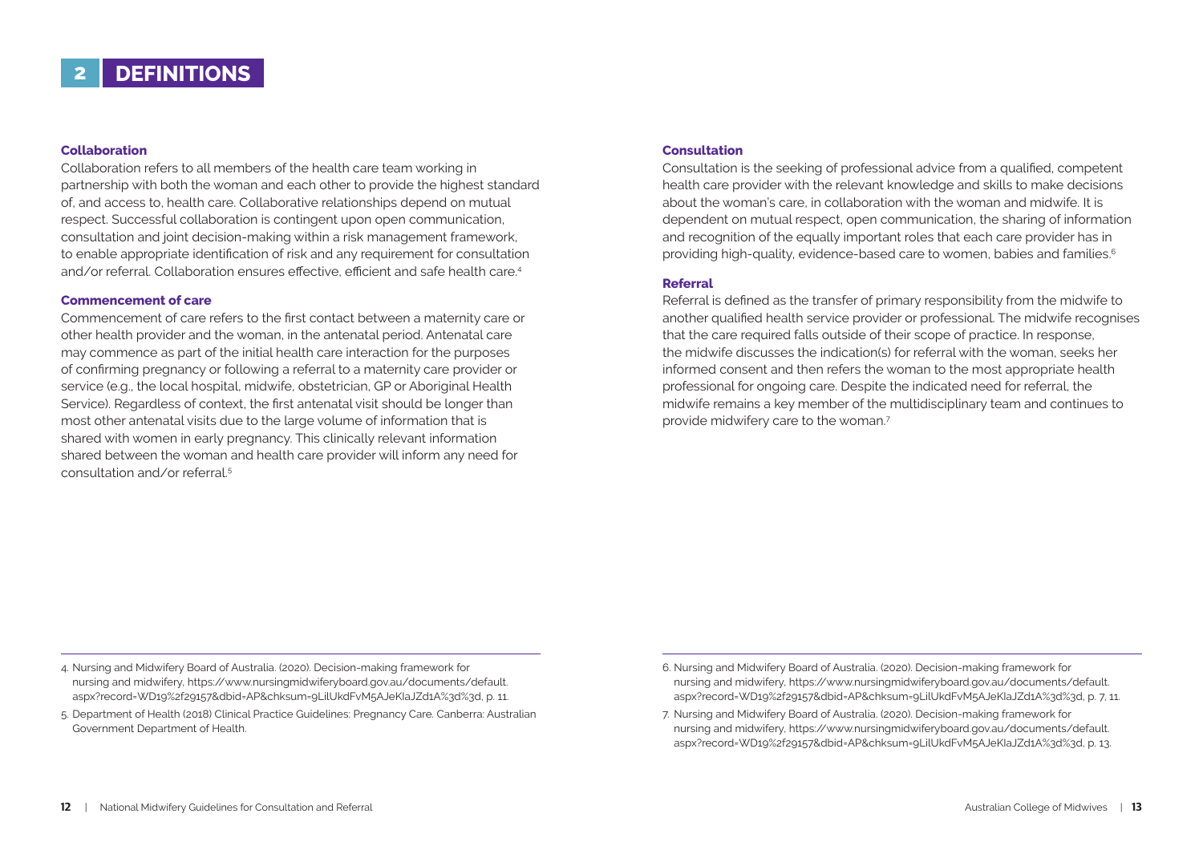## 2 DEFINITIONS

### Collaboration

Collaboration refers to all members of the health care team working in partnership with both the woman and each other to provide the highest standard of, and access to, health care. Collaborative relationships depend on mutual respect. Successful collaboration is contingent upon open communication, consultation and joint decision-making within a risk management framework, to enable appropriate identification of risk and any requirement for consultation and/or referral. Collaboration ensures effective, efficient and safe health care.[4]

### Commencement of care

Commencement of care refers to the first contact between a maternity care or other health provider and the woman, in the antenatal period. Antenatal care may commence as part of the initial health care interaction for the purposes of confirming pregnancy or following a referral to a maternity care provider or service (e.g., the local hospital, midwife, obstetrician, GP or Aboriginal Health Service). Regardless of context, the first antenatal visit should be longer than most other antenatal visits due to the large volume of information that is shared with women in early pregnancy. This clinically relevant information shared between the woman and health care provider will inform any need for consultation and/or referral.[5]

### Consultation

Consultation is the seeking of professional advice from a qualified, competent health care provider with the relevant knowledge and skills to make decisions about the woman's care, in collaboration with the woman and midwife. It is dependent on mutual respect, open communication, the sharing of information and recognition of the equally important roles that each care provider has in providing high-quality, evidence-based care to women, babies and families.[6]

### Referral

Referral is defined as the transfer of primary responsibility from the midwife to another qualified health service provider or professional. The midwife recognises that the care required falls outside of their scope of practice. In response, the midwife discusses the indication(s) for referral with the woman, seeks her informed consent and then refers the woman to the most appropriate health professional for ongoing care. Despite the indicated need for referral, the midwife remains a key member of the multidisciplinary team and continues to provide midwifery care to the woman.[7]

---

4. Nursing and Midwifery Board of Australia. (2020). Decision-making framework for nursing and midwifery, https://www.nursingmidwiferyboard.gov.au/documents/default.aspx?record=WD19%2f29157&dbid=AP&chksum=9LilUkdFvM5AJeKlaJZd1A%3d%3d, p. 11.
5. Department of Health (2018) Clinical Practice Guidelines: Pregnancy Care. Canberra: Australian Government Department of Health.
6. Nursing and Midwifery Board of Australia. (2020). Decision-making framework for nursing and midwifery, https://www.nursingmidwiferyboard.gov.au/documents/default.aspx?record=WD19%2f29157&dbid=AP&chksum=9LilUkdFvM5AJeKlaJZd1A%3d%3d, p. 7, 11.
7. Nursing and Midwifery Board of Australia. (2020). Decision-making framework for nursing and midwifery, https://www.nursingmidwiferyboard.gov.au/documents/default.aspx?record=WD19%2f29157&dbid=AP&chksum=9LilUkdFvM5AJeKlaJZd1A%3d%3d, p. 13.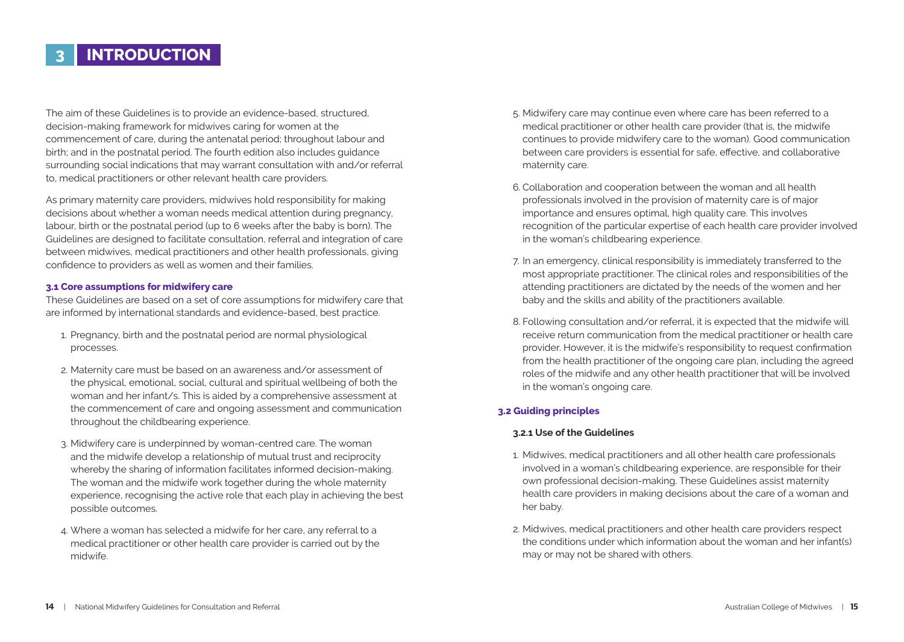# 3 INTRODUCTION

The aim of these Guidelines is to provide an evidence-based, structured, decision-making framework for midwives caring for women at the commencement of care, during the antenatal period; throughout labour and birth; and in the postnatal period. The fourth edition also includes guidance surrounding social indications that may warrant consultation with and/or referral to, medical practitioners or other relevant health care providers.

As primary maternity care providers, midwives hold responsibility for making decisions about whether a woman needs medical attention during pregnancy, labour, birth or the postnatal period (up to 6 weeks after the baby is born). The Guidelines are designed to facilitate consultation, referral and integration of care between midwives, medical practitioners and other health professionals, giving confidence to providers as well as women and their families.

### 3.1 Core assumptions for midwifery care

These Guidelines are based on a set of core assumptions for midwifery care that are informed by international standards and evidence-based, best practice.

1. Pregnancy, birth and the postnatal period are normal physiological processes.
2. Maternity care must be based on an awareness and/or assessment of the physical, emotional, social, cultural and spiritual wellbeing of both the woman and her infant/s. This is aided by a comprehensive assessment at the commencement of care and ongoing assessment and communication throughout the childbearing experience.
3. Midwifery care is underpinned by woman-centred care. The woman and the midwife develop a relationship of mutual trust and reciprocity whereby the sharing of information facilitates informed decision-making. The woman and the midwife work together during the whole maternity experience, recognising the active role that each play in achieving the best possible outcomes.
4. Where a woman has selected a midwife for her care, any referral to a medical practitioner or other health care provider is carried out by the midwife.
5. Midwifery care may continue even where care has been referred to a medical practitioner or other health care provider (that is, the midwife continues to provide midwifery care to the woman). Good communication between care providers is essential for safe, effective, and collaborative maternity care.
6. Collaboration and cooperation between the woman and all health professionals involved in the provision of maternity care is of major importance and ensures optimal, high quality care. This involves recognition of the particular expertise of each health care provider involved in the woman's childbearing experience.
7. In an emergency, clinical responsibility is immediately transferred to the most appropriate practitioner. The clinical roles and responsibilities of the attending practitioners are dictated by the needs of the women and her baby and the skills and ability of the practitioners available.
8. Following consultation and/or referral, it is expected that the midwife will receive return communication from the medical practitioner or health care provider. However, it is the midwife's responsibility to request confirmation from the health practitioner of the ongoing care plan, including the agreed roles of the midwife and any other health practitioner that will be involved in the woman's ongoing care.

### 3.2 Guiding principles

#### 3.2.1 Use of the Guidelines

1. Midwives, medical practitioners and all other health care professionals involved in a woman's childbearing experience, are responsible for their own professional decision-making. These Guidelines assist maternity health care providers in making decisions about the care of a woman and her baby.
2. Midwives, medical practitioners and other health care providers respect the conditions under which information about the woman and her infant(s) may or may not be shared with others.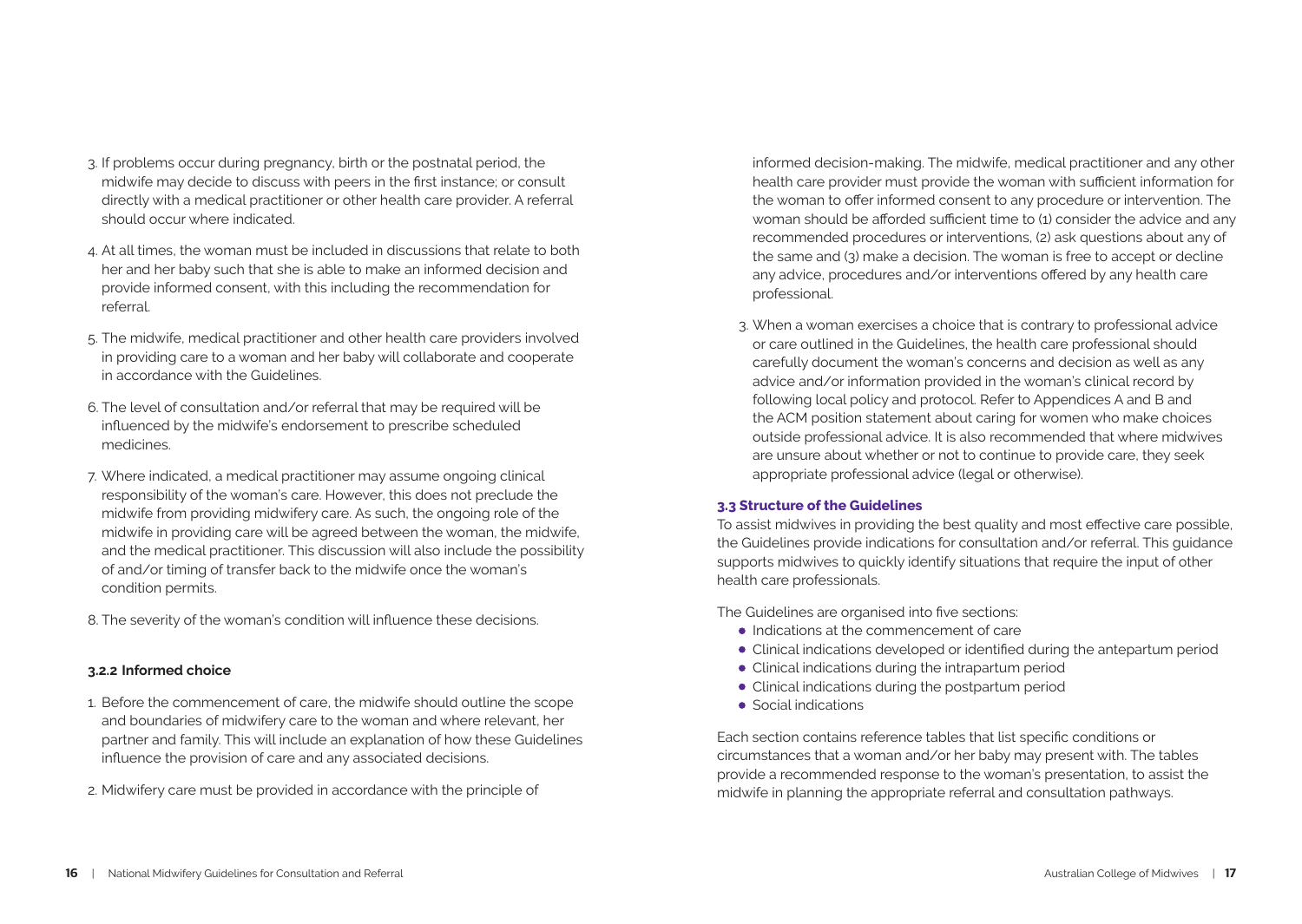3. If problems occur during pregnancy, birth or the postnatal period, the midwife may decide to discuss with peers in the first instance; or consult directly with a medical practitioner or other health care provider. A referral should occur where indicated.

4. At all times, the woman must be included in discussions that relate to both her and her baby such that she is able to make an informed decision and provide informed consent, with this including the recommendation for referral.

5. The midwife, medical practitioner and other health care providers involved in providing care to a woman and her baby will collaborate and cooperate in accordance with the Guidelines.

6. The level of consultation and/or referral that may be required will be influenced by the midwife's endorsement to prescribe scheduled medicines.

7. Where indicated, a medical practitioner may assume ongoing clinical responsibility of the woman's care. However, this does not preclude the midwife from providing midwifery care. As such, the ongoing role of the midwife in providing care will be agreed between the woman, the midwife, and the medical practitioner. This discussion will also include the possibility of and/or timing of transfer back to the midwife once the woman's condition permits.

8. The severity of the woman's condition will influence these decisions.

#### 3.2.2 Informed choice

1. Before the commencement of care, the midwife should outline the scope and boundaries of midwifery care to the woman and where relevant, her partner and family. This will include an explanation of how these Guidelines influence the provision of care and any associated decisions.

2. Midwifery care must be provided in accordance with the principle of informed decision-making. The midwife, medical practitioner and any other health care provider must provide the woman with sufficient information for the woman to offer informed consent to any procedure or intervention. The woman should be afforded sufficient time to (1) consider the advice and any recommended procedures or interventions, (2) ask questions about any of the same and (3) make a decision. The woman is free to accept or decline any advice, procedures and/or interventions offered by any health care professional.

3. When a woman exercises a choice that is contrary to professional advice or care outlined in the Guidelines, the health care professional should carefully document the woman's concerns and decision as well as any advice and/or information provided in the woman's clinical record by following local policy and protocol. Refer to Appendices A and B and the ACM position statement about caring for women who make choices outside professional advice. It is also recommended that where midwives are unsure about whether or not to continue to provide care, they seek appropriate professional advice (legal or otherwise).

### 3.3 Structure of the Guidelines

To assist midwives in providing the best quality and most effective care possible, the Guidelines provide indications for consultation and/or referral. This guidance supports midwives to quickly identify situations that require the input of other health care professionals.

The Guidelines are organised into five sections:

- Indications at the commencement of care
- Clinical indications developed or identified during the antepartum period
- Clinical indications during the intrapartum period
- Clinical indications during the postpartum period
- Social indications

Each section contains reference tables that list specific conditions or circumstances that a woman and/or her baby may present with. The tables provide a recommended response to the woman's presentation, to assist the midwife in planning the appropriate referral and consultation pathways.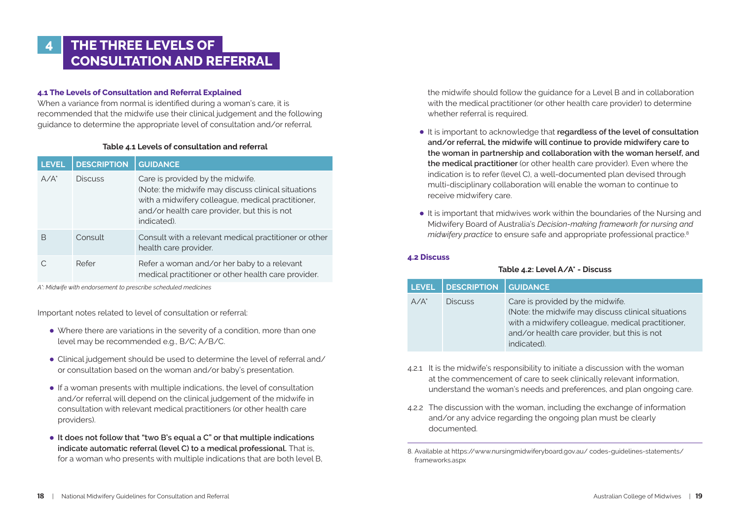# 4 THE THREE LEVELS OF CONSULTATION AND REFERRAL

### 4.1 The Levels of Consultation and Referral Explained

When a variance from normal is identified during a woman's care, it is recommended that the midwife use their clinical judgement and the following guidance to determine the appropriate level of consultation and/or referral.

**Table 4.1 Levels of consultation and referral**

| LEVEL | DESCRIPTION | GUIDANCE |
|---|---|---|
| A/A* | Discuss | Care is provided by the midwife. (Note: the midwife may discuss clinical situations with a midwifery colleague, medical practitioner, and/or health care provider, but this is not indicated). |
| B | Consult | Consult with a relevant medical practitioner or other health care provider. |
| C | Refer | Refer a woman and/or her baby to a relevant medical practitioner or other health care provider. |

*A*: Midwife with endorsement to prescribe scheduled medicines*

Important notes related to level of consultation or referral:

- Where there are variations in the severity of a condition, more than one level may be recommended e.g., B/C; A/B/C.
- Clinical judgement should be used to determine the level of referral and/or consultation based on the woman and/or baby's presentation.
- If a woman presents with multiple indications, the level of consultation and/or referral will depend on the clinical judgement of the midwife in consultation with relevant medical practitioners (or other health care providers).
- **It does not follow that "two B's equal a C" or that multiple indications indicate automatic referral (level C) to a medical professional.** That is, for a woman who presents with multiple indications that are both level B, the midwife should follow the guidance for a Level B and in collaboration with the medical practitioner (or other health care provider) to determine whether referral is required.
- It is important to acknowledge that **regardless of the level of consultation and/or referral, the midwife will continue to provide midwifery care to the woman in partnership and collaboration with the woman herself, and the medical practitioner** (or other health care provider). Even where the indication is to refer (level C), a well-documented plan devised through multi-disciplinary collaboration will enable the woman to continue to receive midwifery care.
- It is important that midwives work within the boundaries of the Nursing and Midwifery Board of Australia's *Decision-making framework for nursing and midwifery practice* to ensure safe and appropriate professional practice.[8]

### 4.2 Discuss

**Table 4.2: Level A/A* - Discuss**

| LEVEL | DESCRIPTION | GUIDANCE |
|---|---|---|
| A/A* | Discuss | Care is provided by the midwife. (Note: the midwife may discuss clinical situations with a midwifery colleague, medical practitioner, and/or health care provider, but this is not indicated). |

4.2.1 It is the midwife's responsibility to initiate a discussion with the woman at the commencement of care to seek clinically relevant information, understand the woman's needs and preferences, and plan ongoing care.

4.2.2 The discussion with the woman, including the exchange of information and/or any advice regarding the ongoing plan must be clearly documented.

8. Available at https://www.nursingmidwiferyboard.gov.au/ codes-guidelines-statements/frameworks.aspx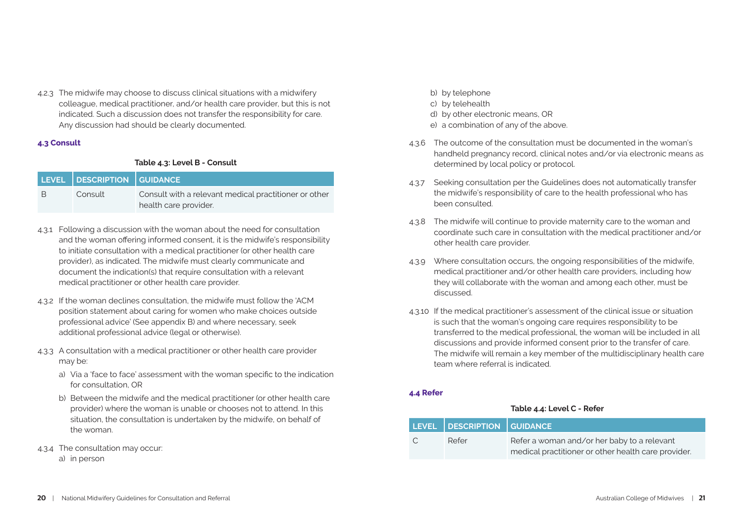4.2.3 The midwife may choose to discuss clinical situations with a midwifery colleague, medical practitioner, and/or health care provider, but this is not indicated. Such a discussion does not transfer the responsibility for care. Any discussion had should be clearly documented.

### 4.3 Consult

**Table 4.3: Level B - Consult**

| LEVEL | DESCRIPTION | GUIDANCE |
|---|---|---|
| B | Consult | Consult with a relevant medical practitioner or other health care provider. |

4.3.1 Following a discussion with the woman about the need for consultation and the woman offering informed consent, it is the midwife's responsibility to initiate consultation with a medical practitioner (or other health care provider), as indicated. The midwife must clearly communicate and document the indication(s) that require consultation with a relevant medical practitioner or other health care provider.

4.3.2 If the woman declines consultation, the midwife must follow the 'ACM position statement about caring for women who make choices outside professional advice' (See appendix B) and where necessary, seek additional professional advice (legal or otherwise).

4.3.3 A consultation with a medical practitioner or other health care provider may be:

a) Via a 'face to face' assessment with the woman specific to the indication for consultation, OR

b) Between the midwife and the medical practitioner (or other health care provider) where the woman is unable or chooses not to attend. In this situation, the consultation is undertaken by the midwife, on behalf of the woman.

4.3.4 The consultation may occur:

a) in person

b) by telephone

c) by telehealth

d) by other electronic means, OR

e) a combination of any of the above.

4.3.6 The outcome of the consultation must be documented in the woman's handheld pregnancy record, clinical notes and/or via electronic means as determined by local policy or protocol.

4.3.7 Seeking consultation per the Guidelines does not automatically transfer the midwife's responsibility of care to the health professional who has been consulted.

4.3.8 The midwife will continue to provide maternity care to the woman and coordinate such care in consultation with the medical practitioner and/or other health care provider.

4.3.9 Where consultation occurs, the ongoing responsibilities of the midwife, medical practitioner and/or other health care providers, including how they will collaborate with the woman and among each other, must be discussed.

4.3.10 If the medical practitioner's assessment of the clinical issue or situation is such that the woman's ongoing care requires responsibility to be transferred to the medical professional, the woman will be included in all discussions and provide informed consent prior to the transfer of care. The midwife will remain a key member of the multidisciplinary health care team where referral is indicated.

### 4.4 Refer

**Table 4.4: Level C - Refer**

| LEVEL | DESCRIPTION | GUIDANCE |
|---|---|---|
| C | Refer | Refer a woman and/or her baby to a relevant medical practitioner or other health care provider. |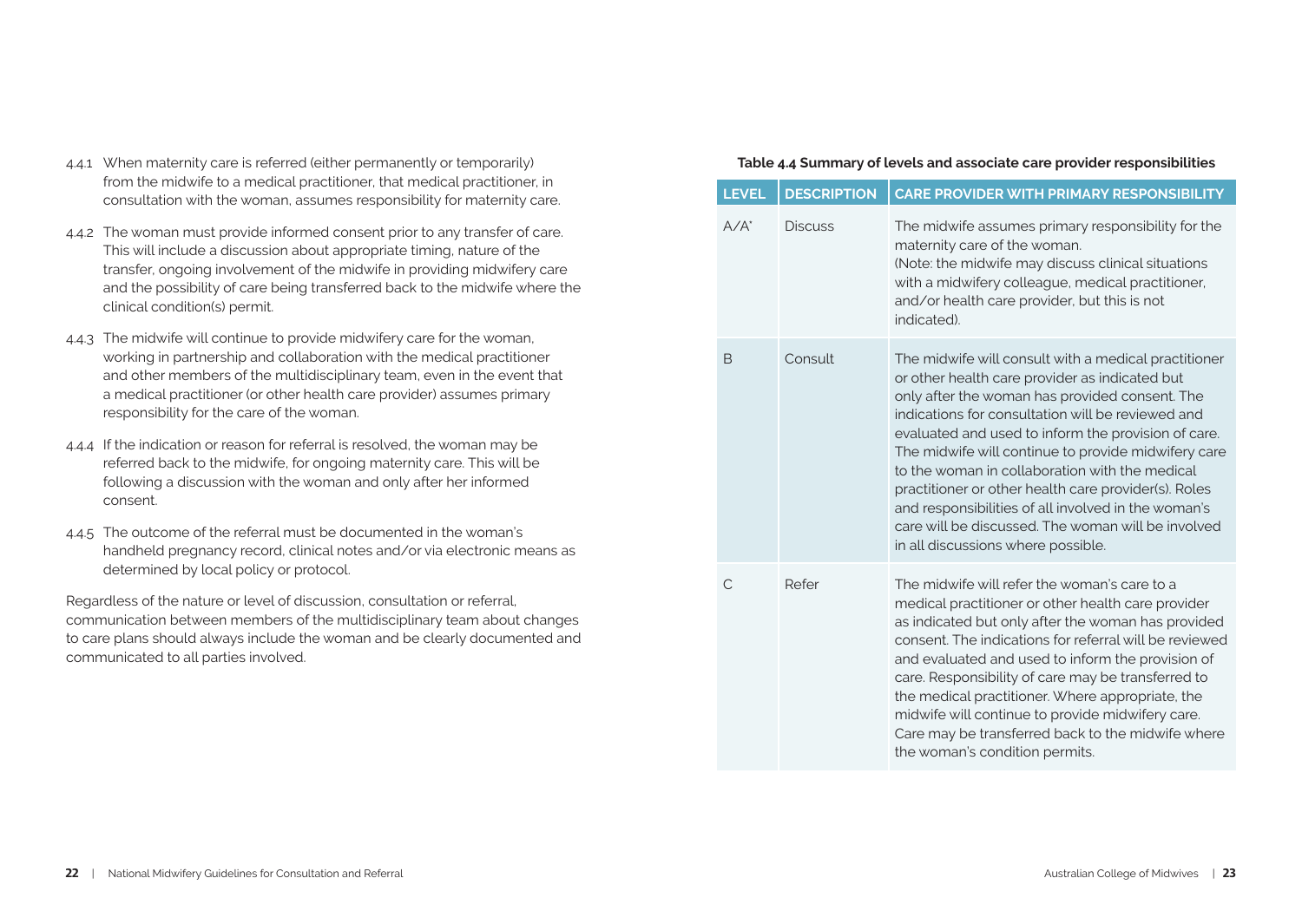4.4.1 When maternity care is referred (either permanently or temporarily) from the midwife to a medical practitioner, that medical practitioner, in consultation with the woman, assumes responsibility for maternity care.

4.4.2 The woman must provide informed consent prior to any transfer of care. This will include a discussion about appropriate timing, nature of the transfer, ongoing involvement of the midwife in providing midwifery care and the possibility of care being transferred back to the midwife where the clinical condition(s) permit.

4.4.3 The midwife will continue to provide midwifery care for the woman, working in partnership and collaboration with the medical practitioner and other members of the multidisciplinary team, even in the event that a medical practitioner (or other health care provider) assumes primary responsibility for the care of the woman.

4.4.4 If the indication or reason for referral is resolved, the woman may be referred back to the midwife, for ongoing maternity care. This will be following a discussion with the woman and only after her informed consent.

4.4.5 The outcome of the referral must be documented in the woman's handheld pregnancy record, clinical notes and/or via electronic means as determined by local policy or protocol.

Regardless of the nature or level of discussion, consultation or referral, communication between members of the multidisciplinary team about changes to care plans should always include the woman and be clearly documented and communicated to all parties involved.

**Table 4.4 Summary of levels and associate care provider responsibilities**

| LEVEL | DESCRIPTION | CARE PROVIDER WITH PRIMARY RESPONSIBILITY |
|---|---|---|
| A/A* | Discuss | The midwife assumes primary responsibility for the maternity care of the woman. (Note: the midwife may discuss clinical situations with a midwifery colleague, medical practitioner, and/or health care provider, but this is not indicated). |
| B | Consult | The midwife will consult with a medical practitioner or other health care provider as indicated but only after the woman has provided consent. The indications for consultation will be reviewed and evaluated and used to inform the provision of care. The midwife will continue to provide midwifery care to the woman in collaboration with the medical practitioner or other health care provider(s). Roles and responsibilities of all involved in the woman's care will be discussed. The woman will be involved in all discussions where possible. |
| C | Refer | The midwife will refer the woman's care to a medical practitioner or other health care provider as indicated but only after the woman has provided consent. The indications for referral will be reviewed and evaluated and used to inform the provision of care. Responsibility of care may be transferred to the medical practitioner. Where appropriate, the midwife will continue to provide midwifery care. Care may be transferred back to the midwife where the woman's condition permits. |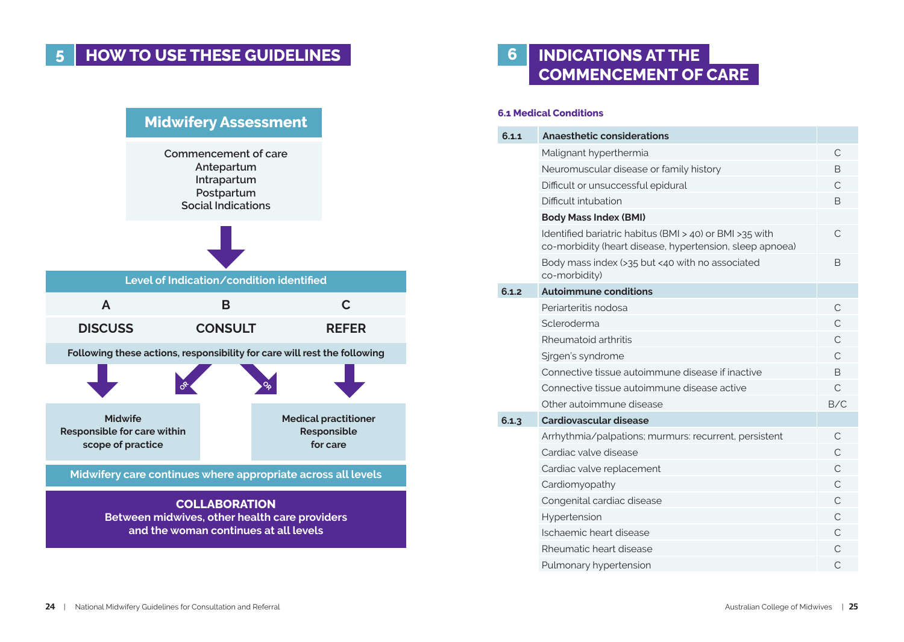# 5 HOW TO USE THESE GUIDELINES

## Midwifery Assessment

Commencement of care
Antepartum
Intrapartum
Postpartum
Social Indications

**Level of Indication/condition identified**

| A | B | C |
|---|---|---|
| **DISCUSS** | **CONSULT** | **REFER** |

**Following these actions, responsibility for care will rest the following**

OR

OR

**Midwife**
**Responsible for care within scope of practice**

**Medical practitioner**
**Responsible for care**

**Midwifery care continues where appropriate across all levels**

**COLLABORATION**
**Between midwives, other health care providers and the woman continues at all levels**

# 6 INDICATIONS AT THE COMMENCEMENT OF CARE

### 6.1 Medical Conditions

| | | |
|---|---|---|
| **6.1.1** | **Anaesthetic considerations** | |
| | Malignant hyperthermia | C |
| | Neuromuscular disease or family history | B |
| | Difficult or unsuccessful epidural | C |
| | Difficult intubation | B |
| | **Body Mass Index (BMI)** | |
| | Identified bariatric habitus (BMI > 40) or BMI >35 with co-morbidity (heart disease, hypertension, sleep apnoea) | C |
| | Body mass index (>35 but <40 with no associated co-morbidity) | B |
| **6.1.2** | **Autoimmune conditions** | |
| | Periarteritis nodosa | C |
| | Scleroderma | C |
| | Rheumatoid arthritis | C |
| | Sjrgen's syndrome | C |
| | Connective tissue autoimmune disease if inactive | B |
| | Connective tissue autoimmune disease active | C |
| | Other autoimmune disease | B/C |
| **6.1.3** | **Cardiovascular disease** | |
| | Arrhythmia/palpations; murmurs: recurrent, persistent | C |
| | Cardiac valve disease | C |
| | Cardiac valve replacement | C |
| | Cardiomyopathy | C |
| | Congenital cardiac disease | C |
| | Hypertension | C |
| | Ischaemic heart disease | C |
| | Rheumatic heart disease | C |
| | Pulmonary hypertension | C |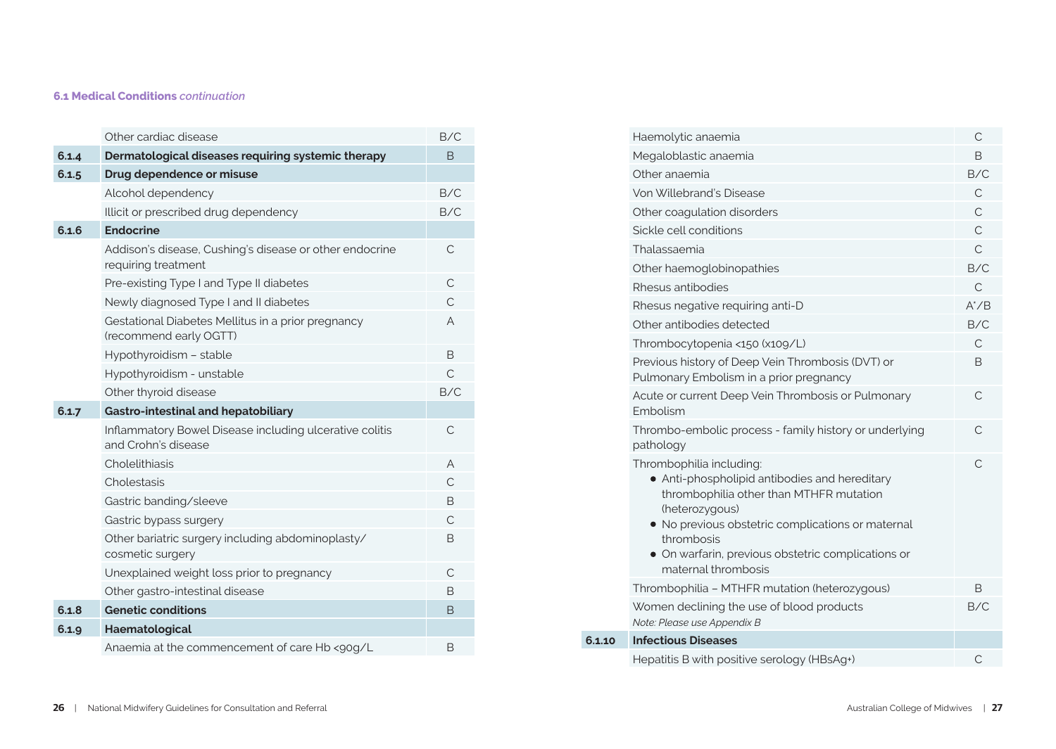**6.1 Medical Conditions** *continuation*

| | | |
|---|---|---|
| | Other cardiac disease | B/C |
| **6.1.4** | **Dermatological diseases requiring systemic therapy** | B |
| **6.1.5** | **Drug dependence or misuse** | |
| | Alcohol dependency | B/C |
| | Illicit or prescribed drug dependency | B/C |
| **6.1.6** | **Endocrine** | |
| | Addison's disease, Cushing's disease or other endocrine requiring treatment | C |
| | Pre-existing Type I and Type II diabetes | C |
| | Newly diagnosed Type I and II diabetes | C |
| | Gestational Diabetes Mellitus in a prior pregnancy (recommend early OGTT) | A |
| | Hypothyroidism – stable | B |
| | Hypothyroidism - unstable | C |
| | Other thyroid disease | B/C |
| **6.1.7** | **Gastro-intestinal and hepatobiliary** | |
| | Inflammatory Bowel Disease including ulcerative colitis and Crohn's disease | C |
| | Cholelithiasis | A |
| | Cholestasis | C |
| | Gastric banding/sleeve | B |
| | Gastric bypass surgery | C |
| | Other bariatric surgery including abdominoplasty/cosmetic surgery | B |
| | Unexplained weight loss prior to pregnancy | C |
| | Other gastro-intestinal disease | B |
| **6.1.8** | **Genetic conditions** | B |
| **6.1.9** | **Haematological** | |
| | Anaemia at the commencement of care Hb <90g/L | B |
| | Haemolytic anaemia | C |
| | Megaloblastic anaemia | B |
| | Other anaemia | B/C |
| | Von Willebrand's Disease | C |
| | Other coagulation disorders | C |
| | Sickle cell conditions | C |
| | Thalassaemia | C |
| | Other haemoglobinopathies | B/C |
| | Rhesus antibodies | C |
| | Rhesus negative requiring anti-D | A*/B |
| | Other antibodies detected | B/C |
| | Thrombocytopenia <150 (x109/L) | C |
| | Previous history of Deep Vein Thrombosis (DVT) or Pulmonary Embolism in a prior pregnancy | B |
| | Acute or current Deep Vein Thrombosis or Pulmonary Embolism | C |
| | Thrombo-embolic process - family history or underlying pathology | C |
| | Thrombophilia including:<br>• Anti-phospholipid antibodies and hereditary thrombophilia other than MTHFR mutation (heterozygous)<br>• No previous obstetric complications or maternal thrombosis<br>• On warfarin, previous obstetric complications or maternal thrombosis | C |
| | Thrombophilia – MTHFR mutation (heterozygous) | B |
| | Women declining the use of blood products<br>*Note: Please use Appendix B* | B/C |
| **6.1.10** | **Infectious Diseases** | |
| | Hepatitis B with positive serology (HBsAg+) | C |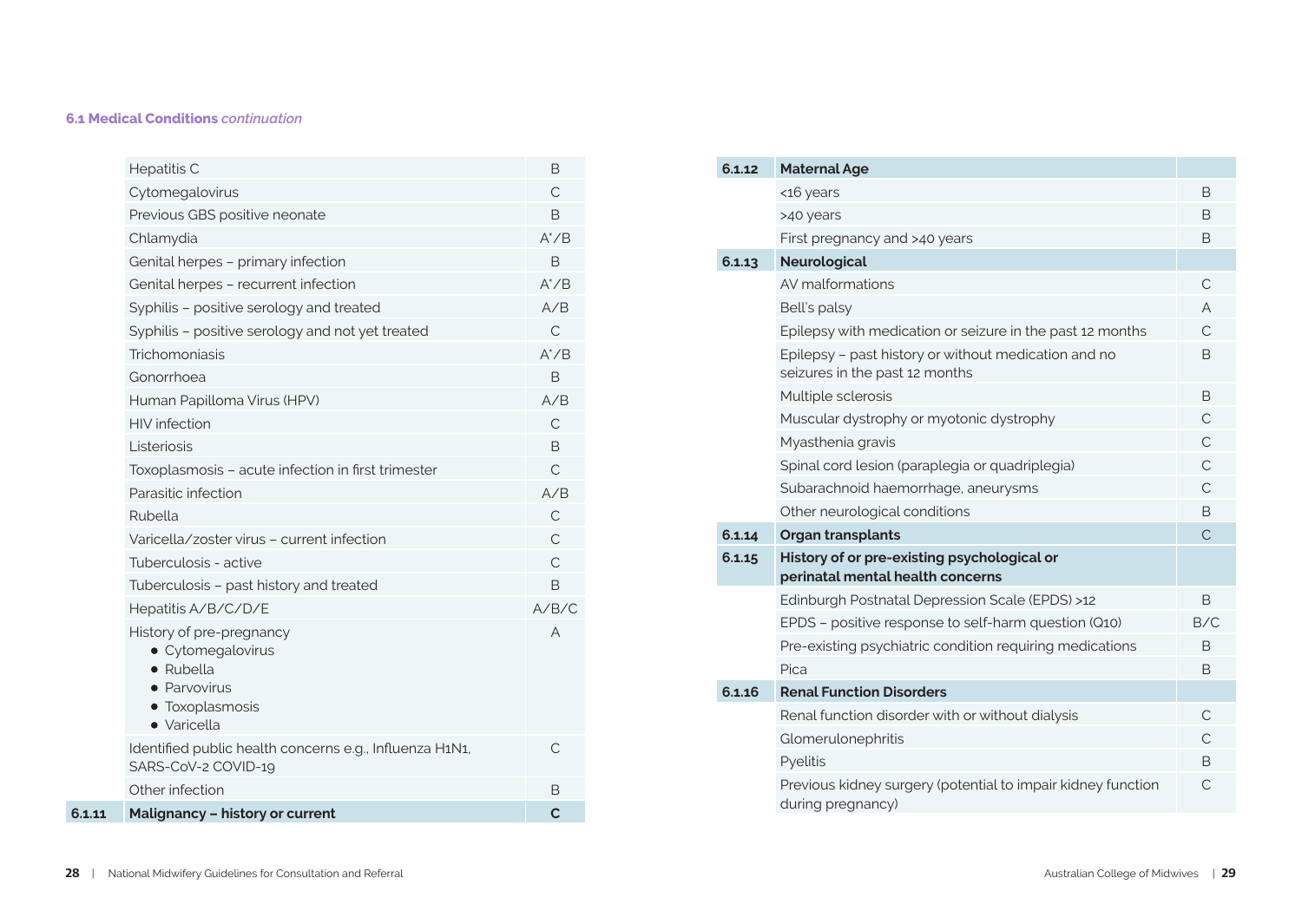### 6.1 Medical Conditions *continuation*

| | | |
|---|---|---|
| | Hepatitis C | B |
| | Cytomegalovirus | C |
| | Previous GBS positive neonate | B |
| | Chlamydia | A*/B |
| | Genital herpes – primary infection | B |
| | Genital herpes – recurrent infection | A*/B |
| | Syphilis – positive serology and treated | A/B |
| | Syphilis – positive serology and not yet treated | C |
| | Trichomoniasis | A*/B |
| | Gonorrhoea | B |
| | Human Papilloma Virus (HPV) | A/B |
| | HIV infection | C |
| | Listeriosis | B |
| | Toxoplasmosis – acute infection in first trimester | C |
| | Parasitic infection | A/B |
| | Rubella | C |
| | Varicella/zoster virus – current infection | C |
| | Tuberculosis - active | C |
| | Tuberculosis – past history and treated | B |
| | Hepatitis A/B/C/D/E | A/B/C |
| | History of pre-pregnancy<br>• Cytomegalovirus<br>• Rubella<br>• Parvovirus<br>• Toxoplasmosis<br>• Varicella | A |
| | Identified public health concerns e.g., Influenza H1N1, SARS-CoV-2 COVID-19 | C |
| | Other infection | B |
| **6.1.11** | **Malignancy – history or current** | **C** |
| **6.1.12** | **Maternal Age** | |
| | <16 years | B |
| | >40 years | B |
| | First pregnancy and >40 years | B |
| **6.1.13** | **Neurological** | |
| | AV malformations | C |
| | Bell's palsy | A |
| | Epilepsy with medication or seizure in the past 12 months | C |
| | Epilepsy – past history or without medication and no seizures in the past 12 months | B |
| | Multiple sclerosis | B |
| | Muscular dystrophy or myotonic dystrophy | C |
| | Myasthenia gravis | C |
| | Spinal cord lesion (paraplegia or quadriplegia) | C |
| | Subarachnoid haemorrhage, aneurysms | C |
| | Other neurological conditions | B |
| **6.1.14** | **Organ transplants** | C |
| **6.1.15** | **History of or pre-existing psychological or perinatal mental health concerns** | |
| | Edinburgh Postnatal Depression Scale (EPDS) >12 | B |
| | EPDS – positive response to self-harm question (Q10) | B/C |
| | Pre-existing psychiatric condition requiring medications | B |
| | Pica | B |
| **6.1.16** | **Renal Function Disorders** | |
| | Renal function disorder with or without dialysis | C |
| | Glomerulonephritis | C |
| | Pyelitis | B |
| | Previous kidney surgery (potential to impair kidney function during pregnancy) | C |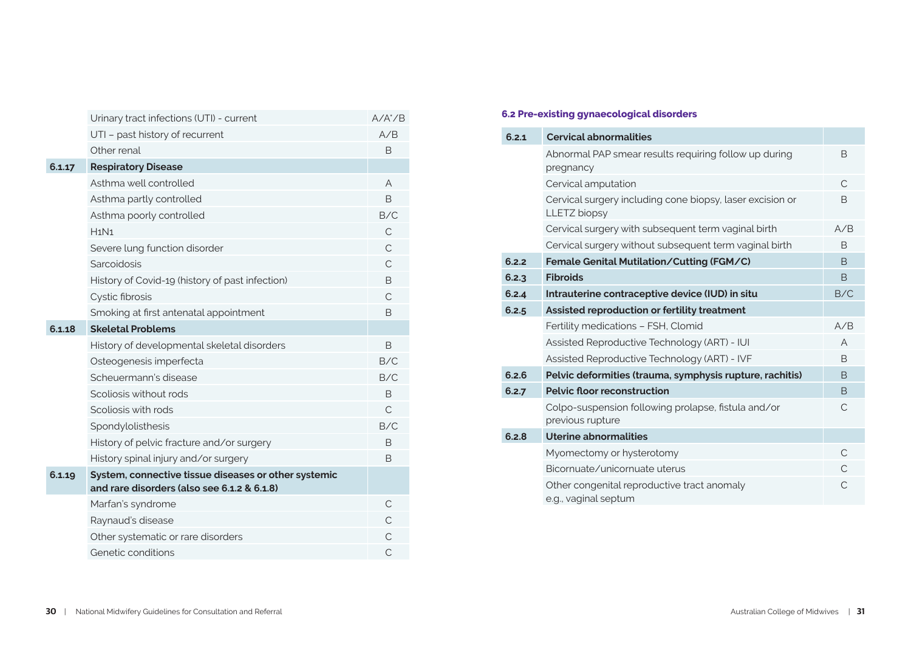| | | |
|---|---|---|
| | Urinary tract infections (UTI) - current | A/A*/B |
| | UTI – past history of recurrent | A/B |
| | Other renal | B |
| **6.1.17** | **Respiratory Disease** | |
| | Asthma well controlled | A |
| | Asthma partly controlled | B |
| | Asthma poorly controlled | B/C |
| | H1N1 | C |
| | Severe lung function disorder | C |
| | Sarcoidosis | C |
| | History of Covid-19 (history of past infection) | B |
| | Cystic fibrosis | C |
| | Smoking at first antenatal appointment | B |
| **6.1.18** | **Skeletal Problems** | |
| | History of developmental skeletal disorders | B |
| | Osteogenesis imperfecta | B/C |
| | Scheuermann's disease | B/C |
| | Scoliosis without rods | B |
| | Scoliosis with rods | C |
| | Spondylolisthesis | B/C |
| | History of pelvic fracture and/or surgery | B |
| | History spinal injury and/or surgery | B |
| **6.1.19** | **System, connective tissue diseases or other systemic and rare disorders (also see 6.1.2 & 6.1.8)** | |
| | Marfan's syndrome | C |
| | Raynaud's disease | C |
| | Other systematic or rare disorders | C |
| | Genetic conditions | C |

### 6.2 Pre-existing gynaecological disorders

| | | |
|---|---|---|
| **6.2.1** | **Cervical abnormalities** | |
| | Abnormal PAP smear results requiring follow up during pregnancy | B |
| | Cervical amputation | C |
| | Cervical surgery including cone biopsy, laser excision or LLETZ biopsy | B |
| | Cervical surgery with subsequent term vaginal birth | A/B |
| | Cervical surgery without subsequent term vaginal birth | B |
| **6.2.2** | **Female Genital Mutilation/Cutting (FGM/C)** | B |
| **6.2.3** | **Fibroids** | B |
| **6.2.4** | **Intrauterine contraceptive device (IUD) in situ** | B/C |
| **6.2.5** | **Assisted reproduction or fertility treatment** | |
| | Fertility medications – FSH, Clomid | A/B |
| | Assisted Reproductive Technology (ART) - IUI | A |
| | Assisted Reproductive Technology (ART) - IVF | B |
| **6.2.6** | **Pelvic deformities (trauma, symphysis rupture, rachitis)** | B |
| **6.2.7** | **Pelvic floor reconstruction** | B |
| | Colpo-suspension following prolapse, fistula and/or previous rupture | C |
| **6.2.8** | **Uterine abnormalities** | |
| | Myomectomy or hysterotomy | C |
| | Bicornuate/unicornuate uterus | C |
| | Other congenital reproductive tract anomaly e.g., vaginal septum | C |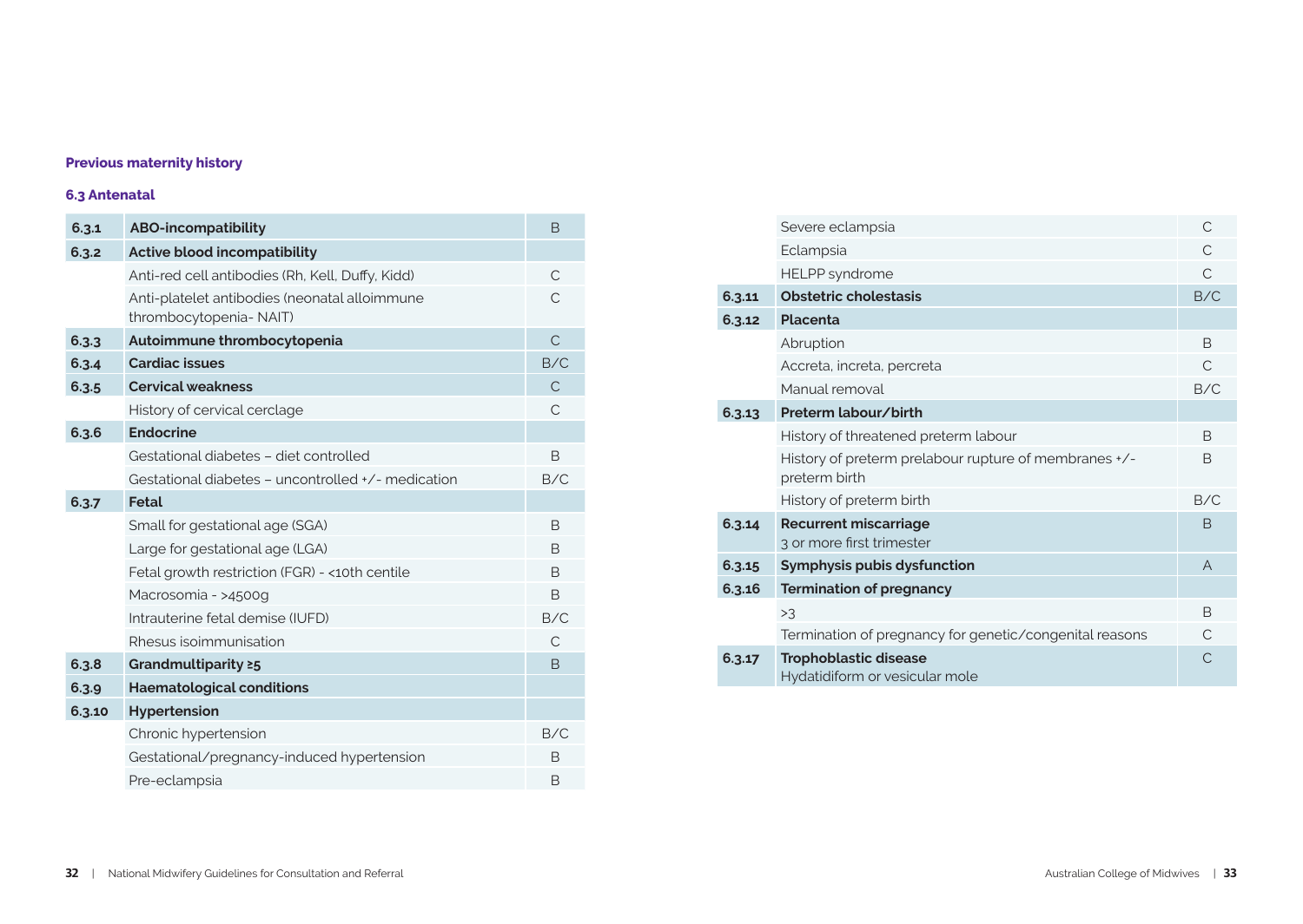## Previous maternity history

### 6.3 Antenatal

| | | |
|---|---|---|
| **6.3.1** | **ABO-incompatibility** | B |
| **6.3.2** | **Active blood incompatibility** | |
| | Anti-red cell antibodies (Rh, Kell, Duffy, Kidd) | C |
| | Anti-platelet antibodies (neonatal alloimmune thrombocytopenia- NAIT) | C |
| **6.3.3** | **Autoimmune thrombocytopenia** | C |
| **6.3.4** | **Cardiac issues** | B/C |
| **6.3.5** | **Cervical weakness** | C |
| | History of cervical cerclage | C |
| **6.3.6** | **Endocrine** | |
| | Gestational diabetes – diet controlled | B |
| | Gestational diabetes – uncontrolled +/- medication | B/C |
| **6.3.7** | **Fetal** | |
| | Small for gestational age (SGA) | B |
| | Large for gestational age (LGA) | B |
| | Fetal growth restriction (FGR) - <10th centile | B |
| | Macrosomia - >4500g | B |
| | Intrauterine fetal demise (IUFD) | B/C |
| | Rhesus isoimmunisation | C |
| **6.3.8** | **Grandmultiparity ≥5** | B |
| **6.3.9** | **Haematological conditions** | |
| **6.3.10** | **Hypertension** | |
| | Chronic hypertension | B/C |
| | Gestational/pregnancy-induced hypertension | B |
| | Pre-eclampsia | B |
| | Severe eclampsia | C |
| | Eclampsia | C |
| | HELPP syndrome | C |
| **6.3.11** | **Obstetric cholestasis** | B/C |
| **6.3.12** | **Placenta** | |
| | Abruption | B |
| | Accreta, increta, percreta | C |
| | Manual removal | B/C |
| **6.3.13** | **Preterm labour/birth** | |
| | History of threatened preterm labour | B |
| | History of preterm prelabour rupture of membranes +/- preterm birth | B |
| | History of preterm birth | B/C |
| **6.3.14** | **Recurrent miscarriage** 3 or more first trimester | B |
| **6.3.15** | **Symphysis pubis dysfunction** | A |
| **6.3.16** | **Termination of pregnancy** | |
| | >3 | B |
| | Termination of pregnancy for genetic/congenital reasons | C |
| **6.3.17** | **Trophoblastic disease** Hydatidiform or vesicular mole | C |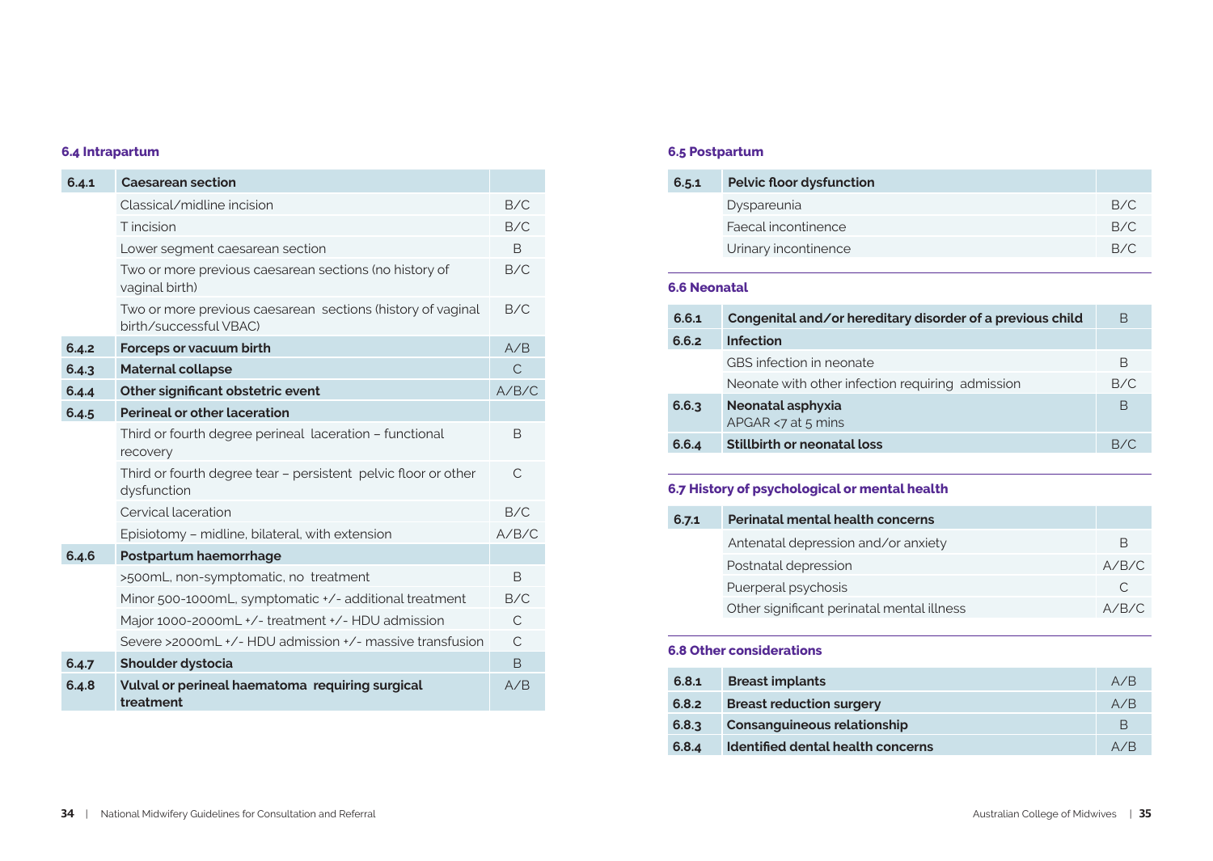### 6.4 Intrapartum

| | | |
|---|---|---|
| **6.4.1** | **Caesarean section** | |
| | Classical/midline incision | B/C |
| | T incision | B/C |
| | Lower segment caesarean section | B |
| | Two or more previous caesarean sections (no history of vaginal birth) | B/C |
| | Two or more previous caesarean sections (history of vaginal birth/successful VBAC) | B/C |
| **6.4.2** | **Forceps or vacuum birth** | A/B |
| **6.4.3** | **Maternal collapse** | C |
| **6.4.4** | **Other significant obstetric event** | A/B/C |
| **6.4.5** | **Perineal or other laceration** | |
| | Third or fourth degree perineal laceration – functional recovery | B |
| | Third or fourth degree tear – persistent pelvic floor or other dysfunction | C |
| | Cervical laceration | B/C |
| | Episiotomy – midline, bilateral, with extension | A/B/C |
| **6.4.6** | **Postpartum haemorrhage** | |
| | >500mL, non-symptomatic, no treatment | B |
| | Minor 500-1000mL, symptomatic +/- additional treatment | B/C |
| | Major 1000-2000mL +/- treatment +/- HDU admission | C |
| | Severe >2000mL +/- HDU admission +/- massive transfusion | C |
| **6.4.7** | **Shoulder dystocia** | B |
| **6.4.8** | **Vulval or perineal haematoma requiring surgical treatment** | A/B |

### 6.5 Postpartum

| | | |
|---|---|---|
| **6.5.1** | **Pelvic floor dysfunction** | |
| | Dyspareunia | B/C |
| | Faecal incontinence | B/C |
| | Urinary incontinence | B/C |

### 6.6 Neonatal

| | | |
|---|---|---|
| **6.6.1** | **Congenital and/or hereditary disorder of a previous child** | B |
| **6.6.2** | **Infection** | |
| | GBS infection in neonate | B |
| | Neonate with other infection requiring admission | B/C |
| **6.6.3** | **Neonatal asphyxia** APGAR <7 at 5 mins | B |
| **6.6.4** | **Stillbirth or neonatal loss** | B/C |

### 6.7 History of psychological or mental health

| | | |
|---|---|---|
| **6.7.1** | **Perinatal mental health concerns** | |
| | Antenatal depression and/or anxiety | B |
| | Postnatal depression | A/B/C |
| | Puerperal psychosis | C |
| | Other significant perinatal mental illness | A/B/C |

### 6.8 Other considerations

| | | |
|---|---|---|
| **6.8.1** | **Breast implants** | A/B |
| **6.8.2** | **Breast reduction surgery** | A/B |
| **6.8.3** | **Consanguineous relationship** | B |
| **6.8.4** | **Identified dental health concerns** | A/B |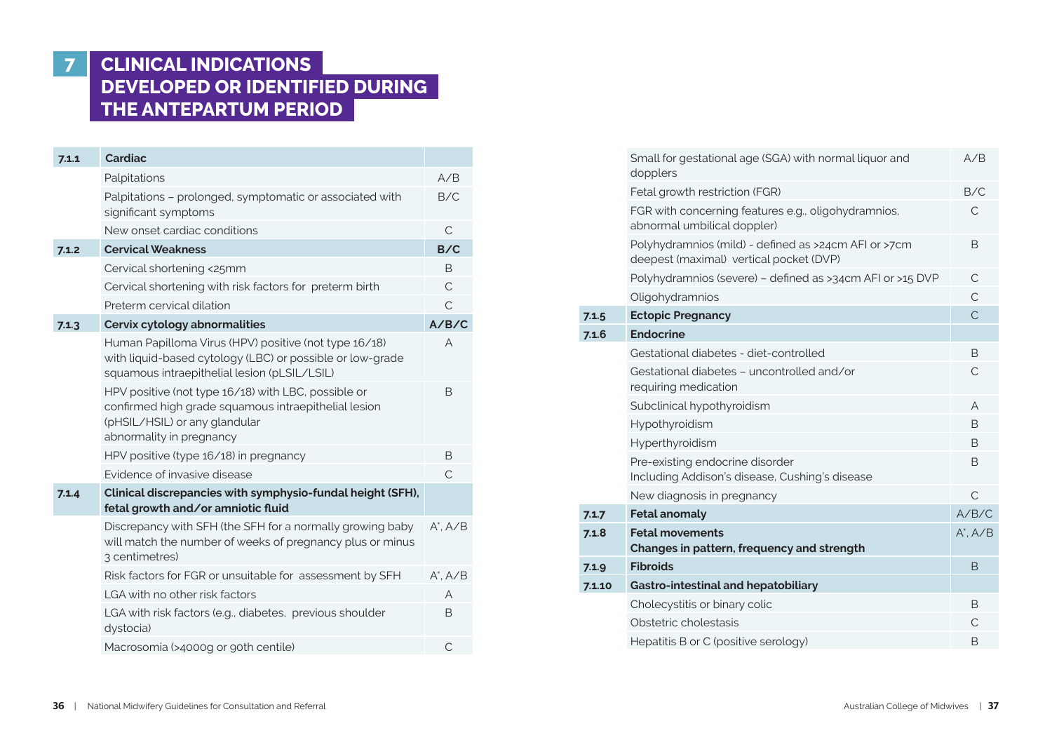# 7 CLINICAL INDICATIONS DEVELOPED OR IDENTIFIED DURING THE ANTEPARTUM PERIOD

| | | |
|---|---|---|
| **7.1.1** | **Cardiac** | |
| | Palpitations | A/B |
| | Palpitations – prolonged, symptomatic or associated with significant symptoms | B/C |
| | New onset cardiac conditions | C |
| **7.1.2** | **Cervical Weakness** | **B/C** |
| | Cervical shortening <25mm | B |
| | Cervical shortening with risk factors for preterm birth | C |
| | Preterm cervical dilation | C |
| **7.1.3** | **Cervix cytology abnormalities** | **A/B/C** |
| | Human Papilloma Virus (HPV) positive (not type 16/18) with liquid-based cytology (LBC) or possible or low-grade squamous intraepithelial lesion (pLSIL/LSIL) | A |
| | HPV positive (not type 16/18) with LBC, possible or confirmed high grade squamous intraepithelial lesion (pHSIL/HSIL) or any glandular abnormality in pregnancy | B |
| | HPV positive (type 16/18) in pregnancy | B |
| | Evidence of invasive disease | C |
| **7.1.4** | **Clinical discrepancies with symphysio-fundal height (SFH), fetal growth and/or amniotic fluid** | |
| | Discrepancy with SFH (the SFH for a normally growing baby will match the number of weeks of pregnancy plus or minus 3 centimetres) | A*, A/B |
| | Risk factors for FGR or unsuitable for assessment by SFH | A*, A/B |
| | LGA with no other risk factors | A |
| | LGA with risk factors (e.g., diabetes, previous shoulder dystocia) | B |
| | Macrosomia (>4000g or 90th centile) | C |
| | Small for gestational age (SGA) with normal liquor and dopplers | A/B |
| | Fetal growth restriction (FGR) | B/C |
| | FGR with concerning features e.g., oligohydramnios, abnormal umbilical doppler) | C |
| | Polyhydramnios (mild) - defined as >24cm AFI or >7cm deepest (maximal) vertical pocket (DVP) | B |
| | Polyhydramnios (severe) – defined as >34cm AFI or >15 DVP | C |
| | Oligohydramnios | C |
| **7.1.5** | **Ectopic Pregnancy** | C |
| **7.1.6** | **Endocrine** | |
| | Gestational diabetes - diet-controlled | B |
| | Gestational diabetes – uncontrolled and/or requiring medication | C |
| | Subclinical hypothyroidism | A |
| | Hypothyroidism | B |
| | Hyperthyroidism | B |
| | Pre-existing endocrine disorder Including Addison's disease, Cushing's disease | B |
| | New diagnosis in pregnancy | C |
| **7.1.7** | **Fetal anomaly** | A/B/C |
| **7.1.8** | **Fetal movements** **Changes in pattern, frequency and strength** | A*, A/B |
| **7.1.9** | **Fibroids** | B |
| **7.1.10** | **Gastro-intestinal and hepatobiliary** | |
| | Cholecystitis or binary colic | B |
| | Obstetric cholestasis | C |
| | Hepatitis B or C (positive serology) | B |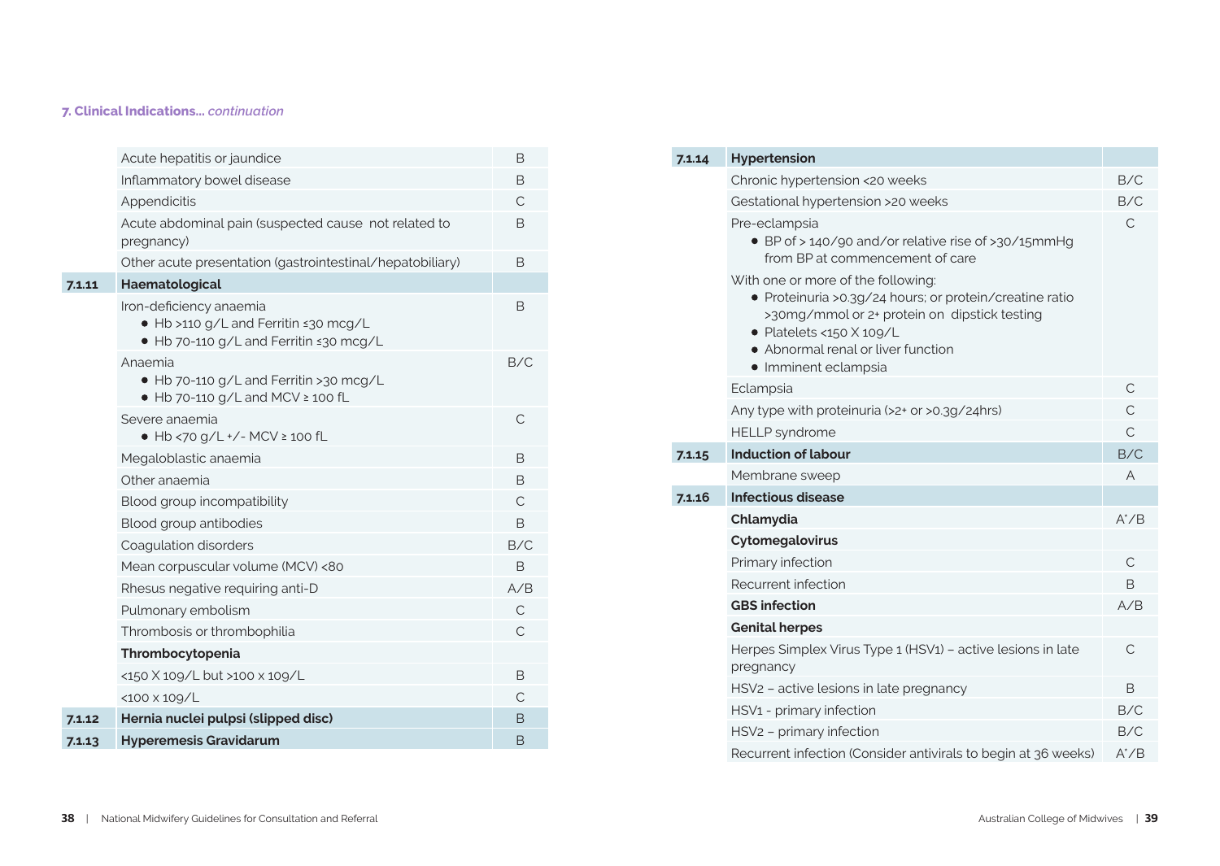## 7. Clinical Indications... *continuation*

| | | |
|---|---|---|
| | Acute hepatitis or jaundice | B |
| | Inflammatory bowel disease | B |
| | Appendicitis | C |
| | Acute abdominal pain (suspected cause not related to pregnancy) | B |
| | Other acute presentation (gastrointestinal/hepatobiliary) | B |
| **7.1.11** | **Haematological** | |
| | Iron-deficiency anaemia<br>• Hb >110 g/L and Ferritin ≤30 mcg/L<br>• Hb 70-110 g/L and Ferritin ≤30 mcg/L | B |
| | Anaemia<br>• Hb 70-110 g/L and Ferritin >30 mcg/L<br>• Hb 70-110 g/L and MCV ≥ 100 fL | B/C |
| | Severe anaemia<br>• Hb <70 g/L +/- MCV ≥ 100 fL | C |
| | Megaloblastic anaemia | B |
| | Other anaemia | B |
| | Blood group incompatibility | C |
| | Blood group antibodies | B |
| | Coagulation disorders | B/C |
| | Mean corpuscular volume (MCV) <80 | B |
| | Rhesus negative requiring anti-D | A/B |
| | Pulmonary embolism | C |
| | Thrombosis or thrombophilia | C |
| | **Thrombocytopenia** | |
| | <150 X 109/L but >100 x 109/L | B |
| | <100 x 109/L | C |
| **7.1.12** | **Hernia nuclei pulpsi (slipped disc)** | B |
| **7.1.13** | **Hyperemesis Gravidarum** | B |
| **7.1.14** | **Hypertension** | |
| | Chronic hypertension <20 weeks | B/C |
| | Gestational hypertension >20 weeks | B/C |
| | Pre-eclampsia<br>• BP of > 140/90 and/or relative rise of >30/15mmHg from BP at commencement of care<br><br>With one or more of the following:<br>• Proteinuria >0.3g/24 hours; or protein/creatine ratio >30mg/mmol or 2+ protein on dipstick testing<br>• Platelets <150 X 109/L<br>• Abnormal renal or liver function<br>• Imminent eclampsia | C |
| | Eclampsia | C |
| | Any type with proteinuria (>2+ or >0.3g/24hrs) | C |
| | HELLP syndrome | C |
| **7.1.15** | **Induction of labour** | B/C |
| | Membrane sweep | A |
| **7.1.16** | **Infectious disease** | |
| | **Chlamydia** | A*/B |
| | **Cytomegalovirus** | |
| | Primary infection | C |
| | Recurrent infection | B |
| | **GBS infection** | A/B |
| | **Genital herpes** | |
| | Herpes Simplex Virus Type 1 (HSV1) – active lesions in late pregnancy | C |
| | HSV2 – active lesions in late pregnancy | B |
| | HSV1 - primary infection | B/C |
| | HSV2 – primary infection | B/C |
| | Recurrent infection (Consider antivirals to begin at 36 weeks) | A*/B |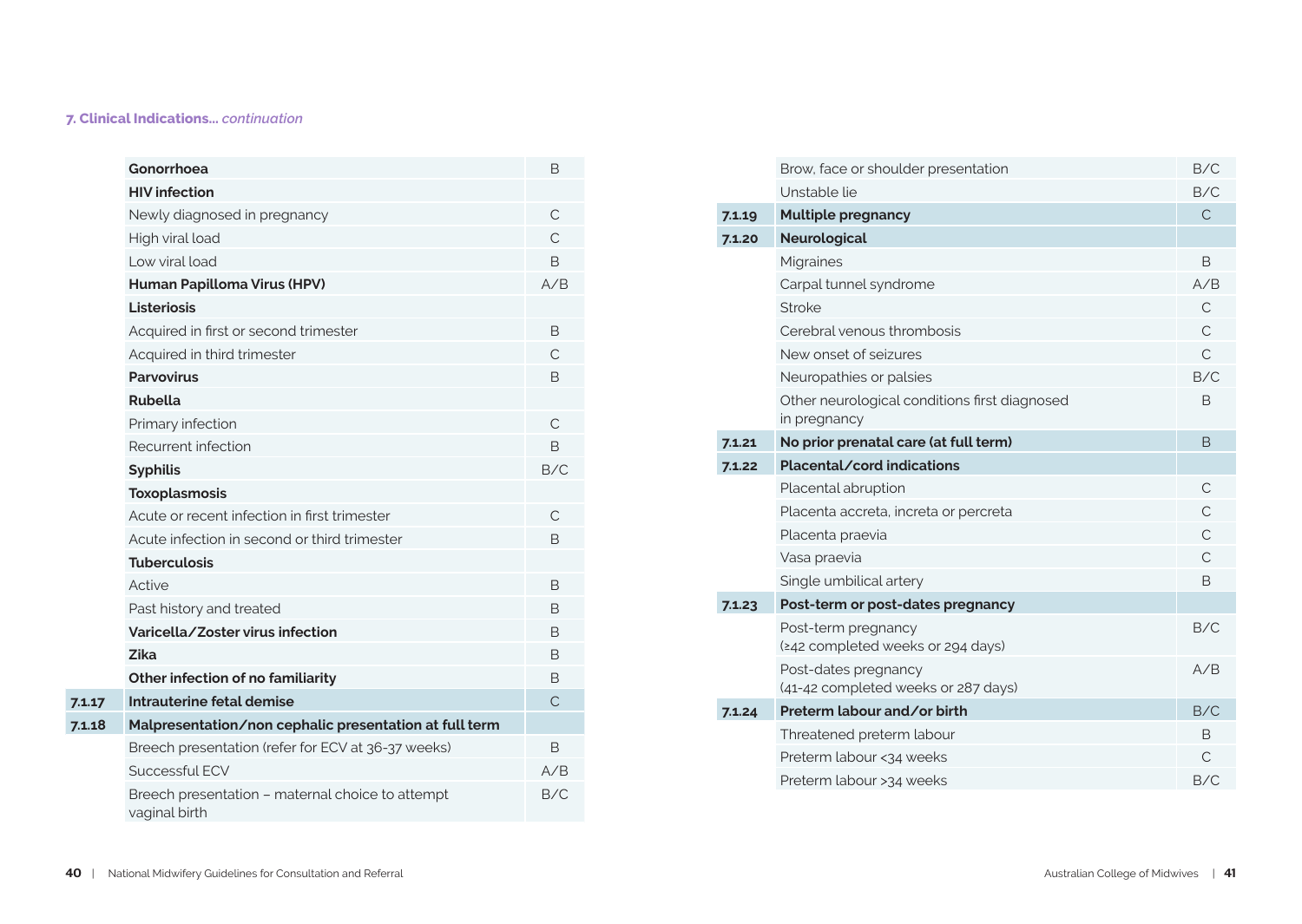**7. Clinical Indications...** *continuation*

| | | |
|---|---|---|
| | **Gonorrhoea** | B |
| | **HIV infection** | |
| | Newly diagnosed in pregnancy | C |
| | High viral load | C |
| | Low viral load | B |
| | **Human Papilloma Virus (HPV)** | A/B |
| | **Listeriosis** | |
| | Acquired in first or second trimester | B |
| | Acquired in third trimester | C |
| | **Parvovirus** | B |
| | **Rubella** | |
| | Primary infection | C |
| | Recurrent infection | B |
| | **Syphilis** | B/C |
| | **Toxoplasmosis** | |
| | Acute or recent infection in first trimester | C |
| | Acute infection in second or third trimester | B |
| | **Tuberculosis** | |
| | Active | B |
| | Past history and treated | B |
| | **Varicella/Zoster virus infection** | B |
| | **Zika** | B |
| | **Other infection of no familiarity** | B |
| **7.1.17** | **Intrauterine fetal demise** | C |
| **7.1.18** | **Malpresentation/non cephalic presentation at full term** | |
| | Breech presentation (refer for ECV at 36-37 weeks) | B |
| | Successful ECV | A/B |
| | Breech presentation – maternal choice to attempt vaginal birth | B/C |
| | Brow, face or shoulder presentation | B/C |
| | Unstable lie | B/C |
| **7.1.19** | **Multiple pregnancy** | C |
| **7.1.20** | **Neurological** | |
| | Migraines | B |
| | Carpal tunnel syndrome | A/B |
| | Stroke | C |
| | Cerebral venous thrombosis | C |
| | New onset of seizures | C |
| | Neuropathies or palsies | B/C |
| | Other neurological conditions first diagnosed in pregnancy | B |
| **7.1.21** | **No prior prenatal care (at full term)** | B |
| **7.1.22** | **Placental/cord indications** | |
| | Placental abruption | C |
| | Placenta accreta, increta or percreta | C |
| | Placenta praevia | C |
| | Vasa praevia | C |
| | Single umbilical artery | B |
| **7.1.23** | **Post-term or post-dates pregnancy** | |
| | Post-term pregnancy (≥42 completed weeks or 294 days) | B/C |
| | Post-dates pregnancy (41-42 completed weeks or 287 days) | A/B |
| **7.1.24** | **Preterm labour and/or birth** | B/C |
| | Threatened preterm labour | B |
| | Preterm labour <34 weeks | C |
| | Preterm labour >34 weeks | B/C |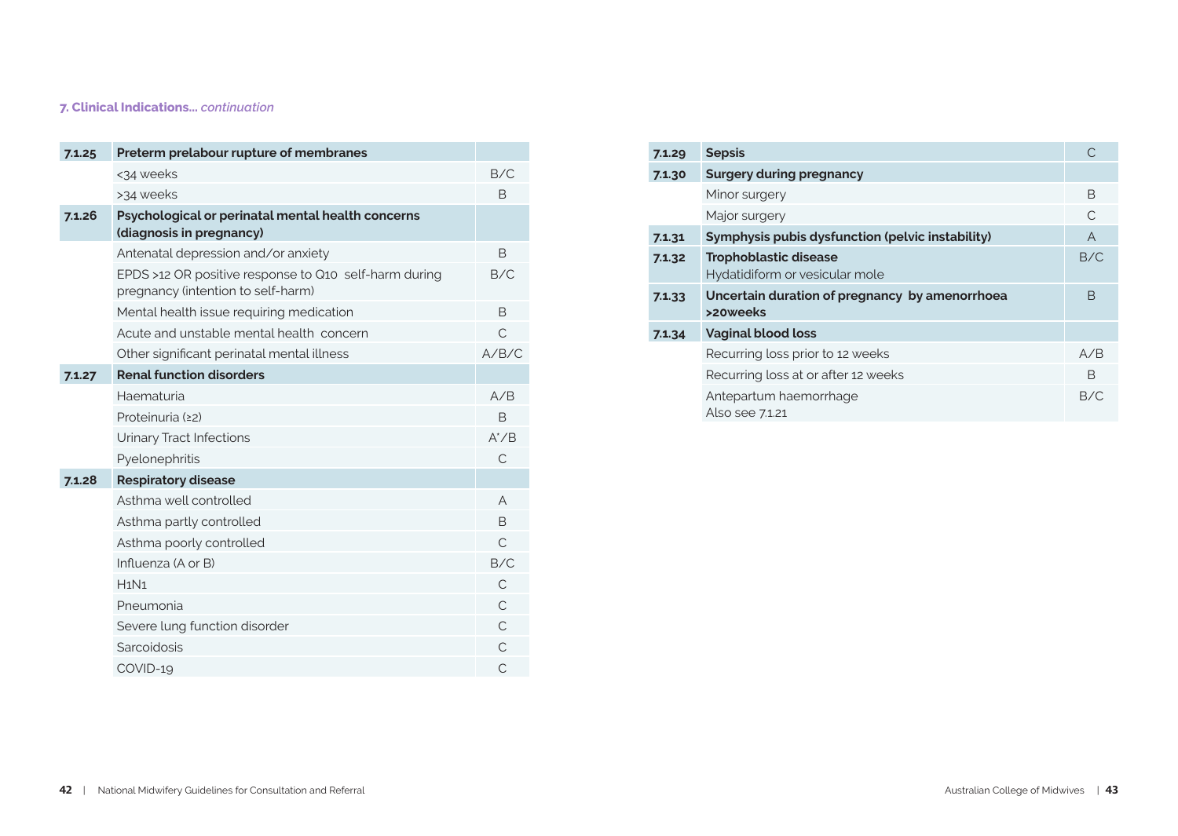### 7. Clinical Indications... *continuation*

| | | |
|---|---|---|
| **7.1.25** | **Preterm prelabour rupture of membranes** | |
| | <34 weeks | B/C |
| | >34 weeks | B |
| **7.1.26** | **Psychological or perinatal mental health concerns (diagnosis in pregnancy)** | |
| | Antenatal depression and/or anxiety | B |
| | EPDS >12 OR positive response to Q10 self-harm during pregnancy (intention to self-harm) | B/C |
| | Mental health issue requiring medication | B |
| | Acute and unstable mental health concern | C |
| | Other significant perinatal mental illness | A/B/C |
| **7.1.27** | **Renal function disorders** | |
| | Haematuria | A/B |
| | Proteinuria (≥2) | B |
| | Urinary Tract Infections | A*/B |
| | Pyelonephritis | C |
| **7.1.28** | **Respiratory disease** | |
| | Asthma well controlled | A |
| | Asthma partly controlled | B |
| | Asthma poorly controlled | C |
| | Influenza (A or B) | B/C |
| | H1N1 | C |
| | Pneumonia | C |
| | Severe lung function disorder | C |
| | Sarcoidosis | C |
| | COVID-19 | C |
| **7.1.29** | **Sepsis** | C |
| **7.1.30** | **Surgery during pregnancy** | |
| | Minor surgery | B |
| | Major surgery | C |
| **7.1.31** | **Symphysis pubis dysfunction (pelvic instability)** | A |
| **7.1.32** | **Trophoblastic disease** Hydatidiform or vesicular mole | B/C |
| **7.1.33** | **Uncertain duration of pregnancy by amenorrhoea >20weeks** | B |
| **7.1.34** | **Vaginal blood loss** | |
| | Recurring loss prior to 12 weeks | A/B |
| | Recurring loss at or after 12 weeks | B |
| | Antepartum haemorrhage Also see 7.1.21 | B/C |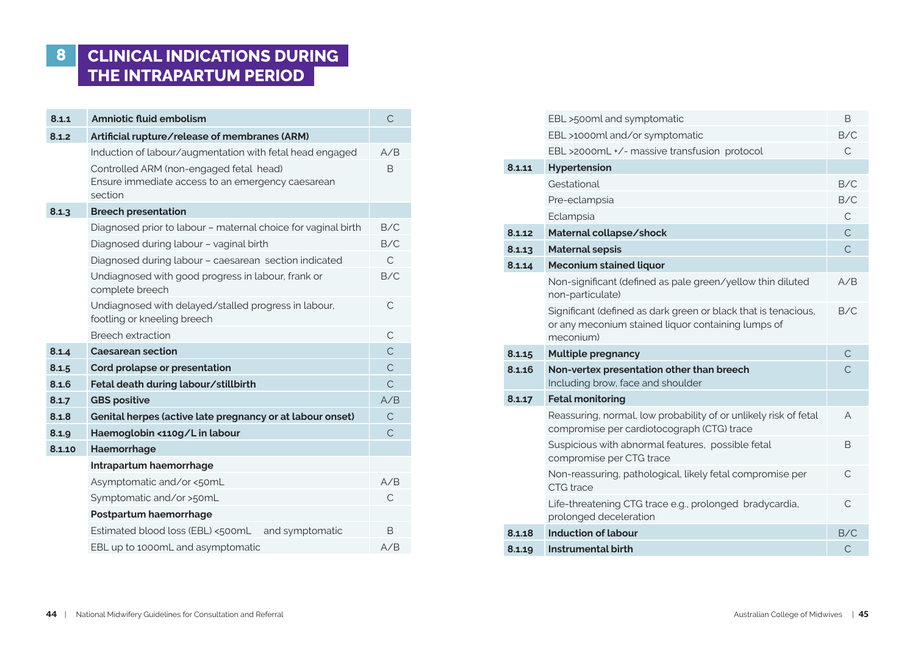# 8 CLINICAL INDICATIONS DURING THE INTRAPARTUM PERIOD

| | | |
|---|---|---|
| **8.1.1** | **Amniotic fluid embolism** | C |
| **8.1.2** | **Artificial rupture/release of membranes (ARM)** | |
| | Induction of labour/augmentation with fetal head engaged | A/B |
| | Controlled ARM (non-engaged fetal head) Ensure immediate access to an emergency caesarean section | B |
| **8.1.3** | **Breech presentation** | |
| | Diagnosed prior to labour – maternal choice for vaginal birth | B/C |
| | Diagnosed during labour – vaginal birth | B/C |
| | Diagnosed during labour – caesarean section indicated | C |
| | Undiagnosed with good progress in labour, frank or complete breech | B/C |
| | Undiagnosed with delayed/stalled progress in labour, footling or kneeling breech | C |
| | Breech extraction | C |
| **8.1.4** | **Caesarean section** | C |
| **8.1.5** | **Cord prolapse or presentation** | C |
| **8.1.6** | **Fetal death during labour/stillbirth** | C |
| **8.1.7** | **GBS positive** | A/B |
| **8.1.8** | **Genital herpes (active late pregnancy or at labour onset)** | C |
| **8.1.9** | **Haemoglobin <110g/L in labour** | C |
| **8.1.10** | **Haemorrhage** | |
| | **Intrapartum haemorrhage** | |
| | Asymptomatic and/or <50mL | A/B |
| | Symptomatic and/or >50mL | C |
| | **Postpartum haemorrhage** | |
| | Estimated blood loss (EBL) <500mL and symptomatic | B |
| | EBL up to 1000mL and asymptomatic | A/B |
| | EBL >500ml and symptomatic | B |
| | EBL >1000ml and/or symptomatic | B/C |
| | EBL >2000mL +/- massive transfusion protocol | C |
| **8.1.11** | **Hypertension** | |
| | Gestational | B/C |
| | Pre-eclampsia | B/C |
| | Eclampsia | C |
| **8.1.12** | **Maternal collapse/shock** | C |
| **8.1.13** | **Maternal sepsis** | C |
| **8.1.14** | **Meconium stained liquor** | |
| | Non-significant (defined as pale green/yellow thin diluted non-particulate) | A/B |
| | Significant (defined as dark green or black that is tenacious, or any meconium stained liquor containing lumps of meconium) | B/C |
| **8.1.15** | **Multiple pregnancy** | C |
| **8.1.16** | **Non-vertex presentation other than breech** Including brow, face and shoulder | C |
| **8.1.17** | **Fetal monitoring** | |
| | Reassuring, normal, low probability of or unlikely risk of fetal compromise per cardiotocograph (CTG) trace | A |
| | Suspicious with abnormal features, possible fetal compromise per CTG trace | B |
| | Non-reassuring, pathological, likely fetal compromise per CTG trace | C |
| | Life-threatening CTG trace e.g., prolonged bradycardia, prolonged deceleration | C |
| **8.1.18** | **Induction of labour** | B/C |
| **8.1.19** | **Instrumental birth** | C |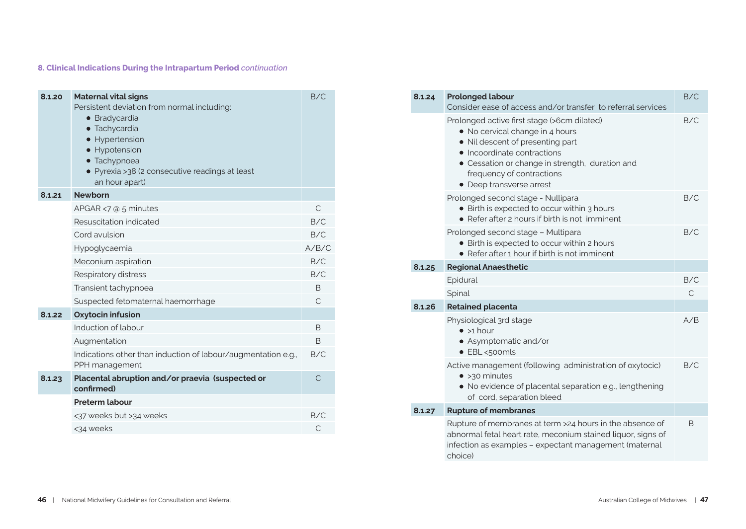**8. Clinical Indications During the Intrapartum Period** *continuation*

| | | |
|---|---|---|
| **8.1.20** | **Maternal vital signs**<br>Persistent deviation from normal including:<br>• Bradycardia<br>• Tachycardia<br>• Hypertension<br>• Hypotension<br>• Tachypnoea<br>• Pyrexia >38 (2 consecutive readings at least an hour apart) | B/C |
| **8.1.21** | **Newborn** | |
| | APGAR <7 @ 5 minutes | C |
| | Resuscitation indicated | B/C |
| | Cord avulsion | B/C |
| | Hypoglycaemia | A/B/C |
| | Meconium aspiration | B/C |
| | Respiratory distress | B/C |
| | Transient tachypnoea | B |
| | Suspected fetomaternal haemorrhage | C |
| **8.1.22** | **Oxytocin infusion** | |
| | Induction of labour | B |
| | Augmentation | B |
| | Indications other than induction of labour/augmentation e.g., PPH management | B/C |
| **8.1.23** | **Placental abruption and/or praevia (suspected or confirmed)** | C |
| | **Preterm labour** | |
| | <37 weeks but >34 weeks | B/C |
| | <34 weeks | C |
| **8.1.24** | **Prolonged labour**<br>Consider ease of access and/or transfer to referral services | B/C |
| | Prolonged active first stage (>6cm dilated)<br>• No cervical change in 4 hours<br>• Nil descent of presenting part<br>• Incoordinate contractions<br>• Cessation or change in strength, duration and frequency of contractions<br>• Deep transverse arrest | B/C |
| | Prolonged second stage - Nullipara<br>• Birth is expected to occur within 3 hours<br>• Refer after 2 hours if birth is not imminent | B/C |
| | Prolonged second stage – Multipara<br>• Birth is expected to occur within 2 hours<br>• Refer after 1 hour if birth is not imminent | B/C |
| **8.1.25** | **Regional Anaesthetic** | |
| | Epidural | B/C |
| | Spinal | C |
| **8.1.26** | **Retained placenta** | |
| | Physiological 3rd stage<br>• >1 hour<br>• Asymptomatic and/or<br>• EBL <500mls | A/B |
| | Active management (following administration of oxytocic)<br>• >30 minutes<br>• No evidence of placental separation e.g., lengthening of cord, separation bleed | B/C |
| **8.1.27** | **Rupture of membranes** | |
| | Rupture of membranes at term >24 hours in the absence of abnormal fetal heart rate, meconium stained liquor, signs of infection as examples – expectant management (maternal choice) | B |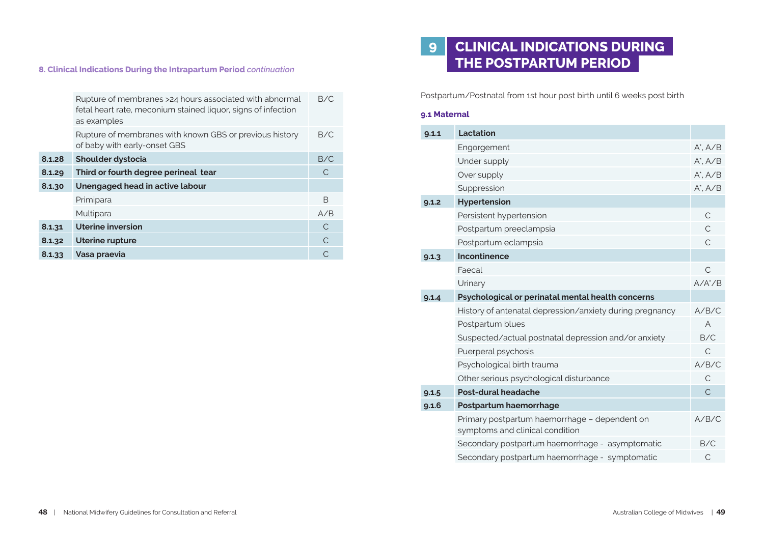**8. Clinical Indications During the Intrapartum Period** *continuation*

| | | |
|---|---|---|
| | Rupture of membranes >24 hours associated with abnormal fetal heart rate, meconium stained liquor, signs of infection as examples | B/C |
| | Rupture of membranes with known GBS or previous history of baby with early-onset GBS | B/C |
| **8.1.28** | **Shoulder dystocia** | B/C |
| **8.1.29** | **Third or fourth degree perineal tear** | C |
| **8.1.30** | **Unengaged head in active labour** | |
| | Primipara | B |
| | Multipara | A/B |
| **8.1.31** | **Uterine inversion** | C |
| **8.1.32** | **Uterine rupture** | C |
| **8.1.33** | **Vasa praevia** | C |

# 9 CLINICAL INDICATIONS DURING THE POSTPARTUM PERIOD

Postpartum/Postnatal from 1st hour post birth until 6 weeks post birth

### 9.1 Maternal

| | | |
|---|---|---|
| **9.1.1** | **Lactation** | |
| | Engorgement | A*, A/B |
| | Under supply | A*, A/B |
| | Over supply | A*, A/B |
| | Suppression | A*, A/B |
| **9.1.2** | **Hypertension** | |
| | Persistent hypertension | C |
| | Postpartum preeclampsia | C |
| | Postpartum eclampsia | C |
| **9.1.3** | **Incontinence** | |
| | Faecal | C |
| | Urinary | A/A*/B |
| **9.1.4** | **Psychological or perinatal mental health concerns** | |
| | History of antenatal depression/anxiety during pregnancy | A/B/C |
| | Postpartum blues | A |
| | Suspected/actual postnatal depression and/or anxiety | B/C |
| | Puerperal psychosis | C |
| | Psychological birth trauma | A/B/C |
| | Other serious psychological disturbance | C |
| **9.1.5** | **Post-dural headache** | C |
| **9.1.6** | **Postpartum haemorrhage** | |
| | Primary postpartum haemorrhage – dependent on symptoms and clinical condition | A/B/C |
| | Secondary postpartum haemorrhage - asymptomatic | B/C |
| | Secondary postpartum haemorrhage - symptomatic | C |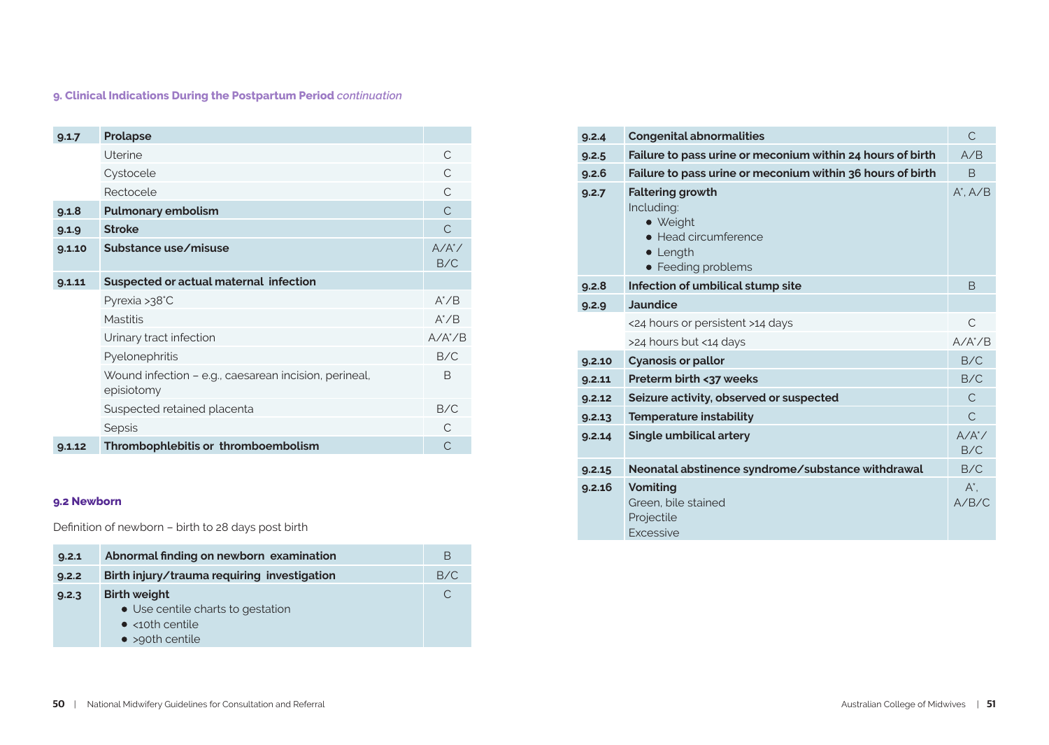**9. Clinical Indications During the Postpartum Period** *continuation*

| 9.1.7 | **Prolapse** | |
|---|---|---|
| | Uterine | C |
| | Cystocele | C |
| | Rectocele | C |
| 9.1.8 | **Pulmonary embolism** | C |
| 9.1.9 | **Stroke** | C |
| 9.1.10 | **Substance use/misuse** | A/A*/ B/C |
| 9.1.11 | **Suspected or actual maternal infection** | |
| | Pyrexia >38°C | A*/B |
| | Mastitis | A*/B |
| | Urinary tract infection | A/A*/B |
| | Pyelonephritis | B/C |
| | Wound infection – e.g., caesarean incision, perineal, episiotomy | B |
| | Suspected retained placenta | B/C |
| | Sepsis | C |
| 9.1.12 | **Thrombophlebitis or thromboembolism** | C |

### 9.2 Newborn

Definition of newborn – birth to 28 days post birth

| 9.2.1 | **Abnormal finding on newborn examination** | B |
|---|---|---|
| 9.2.2 | **Birth injury/trauma requiring investigation** | B/C |
| 9.2.3 | **Birth weight**<br>• Use centile charts to gestation<br>• <10th centile<br>• >90th centile | C |
| 9.2.4 | **Congenital abnormalities** | C |
| 9.2.5 | **Failure to pass urine or meconium within 24 hours of birth** | A/B |
| 9.2.6 | **Failure to pass urine or meconium within 36 hours of birth** | B |
| 9.2.7 | **Faltering growth**<br>Including:<br>• Weight<br>• Head circumference<br>• Length<br>• Feeding problems | A*, A/B |
| 9.2.8 | **Infection of umbilical stump site** | B |
| 9.2.9 | **Jaundice** | |
| | <24 hours or persistent >14 days | C |
| | >24 hours but <14 days | A/A*/B |
| 9.2.10 | **Cyanosis or pallor** | B/C |
| 9.2.11 | **Preterm birth <37 weeks** | B/C |
| 9.2.12 | **Seizure activity, observed or suspected** | C |
| 9.2.13 | **Temperature instability** | C |
| 9.2.14 | **Single umbilical artery** | A/A*/ B/C |
| 9.2.15 | **Neonatal abstinence syndrome/substance withdrawal** | B/C |
| 9.2.16 | **Vomiting**<br>Green, bile stained<br>Projectile<br>Excessive | A*, A/B/C |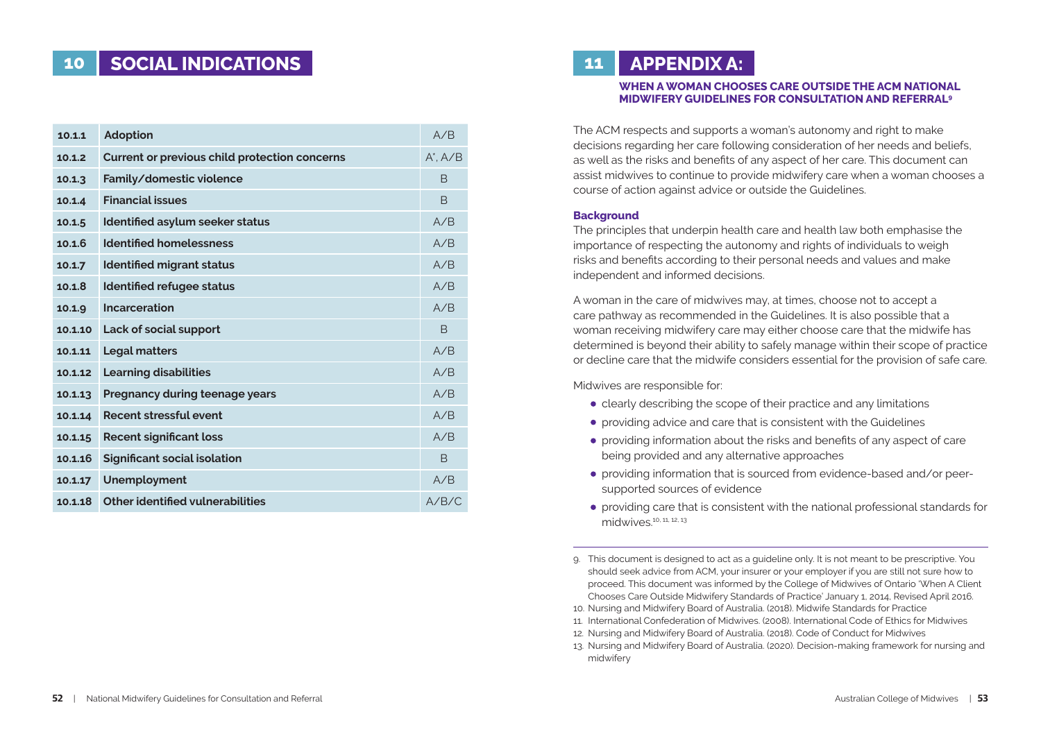# 10 SOCIAL INDICATIONS

| | | |
|---|---|---|
| 10.1.1 | **Adoption** | A/B |
| 10.1.2 | **Current or previous child protection concerns** | A*, A/B |
| 10.1.3 | **Family/domestic violence** | B |
| 10.1.4 | **Financial issues** | B |
| 10.1.5 | **Identified asylum seeker status** | A/B |
| 10.1.6 | **Identified homelessness** | A/B |
| 10.1.7 | **Identified migrant status** | A/B |
| 10.1.8 | **Identified refugee status** | A/B |
| 10.1.9 | **Incarceration** | A/B |
| 10.1.10 | **Lack of social support** | B |
| 10.1.11 | **Legal matters** | A/B |
| 10.1.12 | **Learning disabilities** | A/B |
| 10.1.13 | **Pregnancy during teenage years** | A/B |
| 10.1.14 | **Recent stressful event** | A/B |
| 10.1.15 | **Recent significant loss** | A/B |
| 10.1.16 | **Significant social isolation** | B |
| 10.1.17 | **Unemployment** | A/B |
| 10.1.18 | **Other identified vulnerabilities** | A/B/C |

# 11 APPENDIX A:

### WHEN A WOMAN CHOOSES CARE OUTSIDE THE ACM NATIONAL MIDWIFERY GUIDELINES FOR CONSULTATION AND REFERRAL[9]

The ACM respects and supports a woman's autonomy and right to make decisions regarding her care following consideration of her needs and beliefs, as well as the risks and benefits of any aspect of her care. This document can assist midwives to continue to provide midwifery care when a woman chooses a course of action against advice or outside the Guidelines.

**Background**

The principles that underpin health care and health law both emphasise the importance of respecting the autonomy and rights of individuals to weigh risks and benefits according to their personal needs and values and make independent and informed decisions.

A woman in the care of midwives may, at times, choose not to accept a care pathway as recommended in the Guidelines. It is also possible that a woman receiving midwifery care may either choose care that the midwife has determined is beyond their ability to safely manage within their scope of practice or decline care that the midwife considers essential for the provision of safe care.

Midwives are responsible for:

- clearly describing the scope of their practice and any limitations
- providing advice and care that is consistent with the Guidelines
- providing information about the risks and benefits of any aspect of care being provided and any alternative approaches
- providing information that is sourced from evidence-based and/or peer-supported sources of evidence
- providing care that is consistent with the national professional standards for midwives.[10, 11, 12, 13]

---

9. This document is designed to act as a guideline only. It is not meant to be prescriptive. You should seek advice from ACM, your insurer or your employer if you are still not sure how to proceed. This document was informed by the College of Midwives of Ontario 'When A Client Chooses Care Outside Midwifery Standards of Practice' January 1, 2014, Revised April 2016.
10. Nursing and Midwifery Board of Australia. (2018). Midwife Standards for Practice
11. International Confederation of Midwives. (2008). International Code of Ethics for Midwives
12. Nursing and Midwifery Board of Australia. (2018). Code of Conduct for Midwives
13. Nursing and Midwifery Board of Australia. (2020). Decision-making framework for nursing and midwifery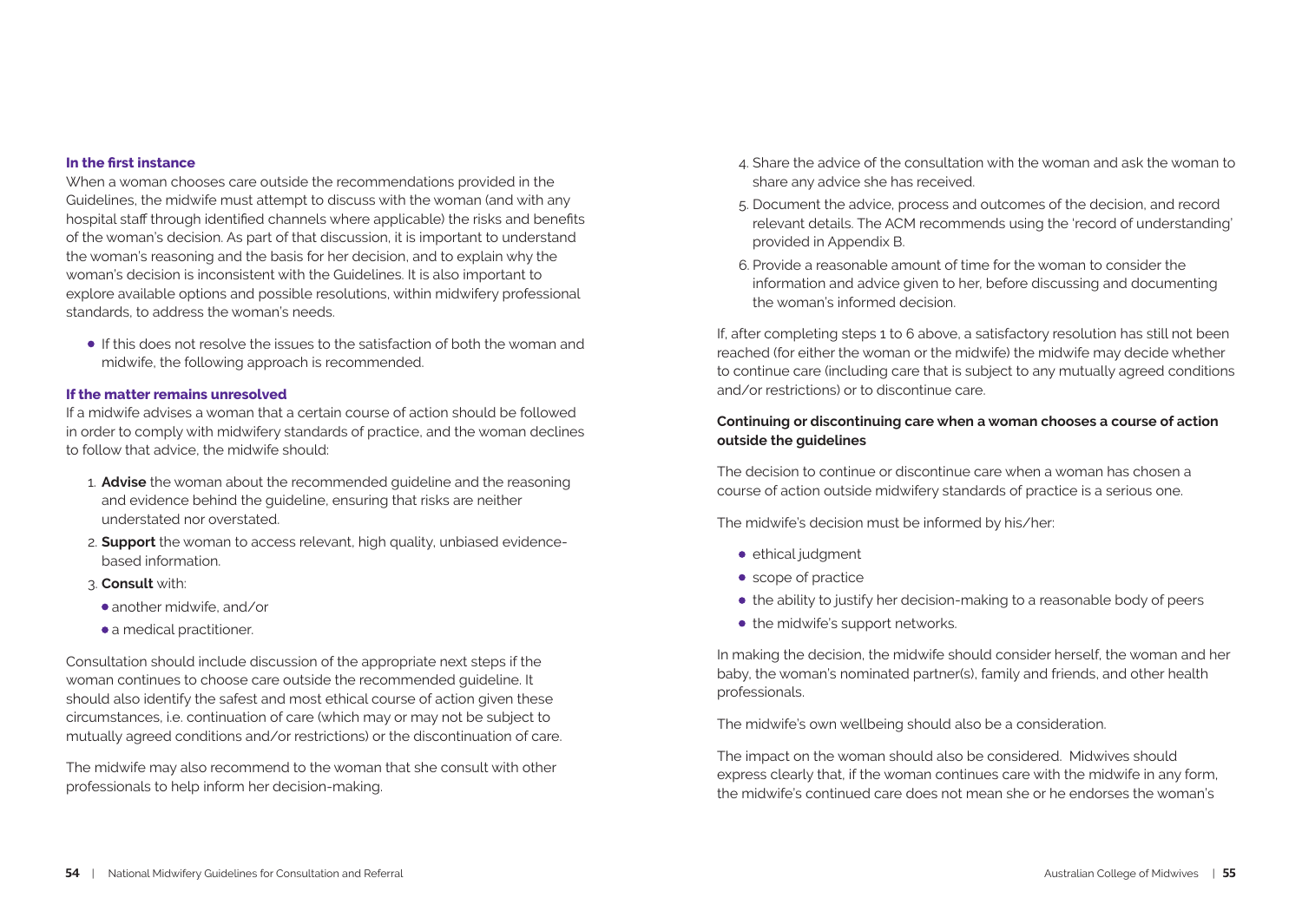**In the first instance**

When a woman chooses care outside the recommendations provided in the Guidelines, the midwife must attempt to discuss with the woman (and with any hospital staff through identified channels where applicable) the risks and benefits of the woman's decision. As part of that discussion, it is important to understand the woman's reasoning and the basis for her decision, and to explain why the woman's decision is inconsistent with the Guidelines. It is also important to explore available options and possible resolutions, within midwifery professional standards, to address the woman's needs.

- If this does not resolve the issues to the satisfaction of both the woman and midwife, the following approach is recommended.

**If the matter remains unresolved**

If a midwife advises a woman that a certain course of action should be followed in order to comply with midwifery standards of practice, and the woman declines to follow that advice, the midwife should:

1. **Advise** the woman about the recommended guideline and the reasoning and evidence behind the guideline, ensuring that risks are neither understated nor overstated.
2. **Support** the woman to access relevant, high quality, unbiased evidence-based information.
3. **Consult** with:
   - another midwife, and/or
   - a medical practitioner.

Consultation should include discussion of the appropriate next steps if the woman continues to choose care outside the recommended guideline. It should also identify the safest and most ethical course of action given these circumstances, i.e. continuation of care (which may or may not be subject to mutually agreed conditions and/or restrictions) or the discontinuation of care.

The midwife may also recommend to the woman that she consult with other professionals to help inform her decision-making.

4. Share the advice of the consultation with the woman and ask the woman to share any advice she has received.
5. Document the advice, process and outcomes of the decision, and record relevant details. The ACM recommends using the 'record of understanding' provided in Appendix B.
6. Provide a reasonable amount of time for the woman to consider the information and advice given to her, before discussing and documenting the woman's informed decision.

If, after completing steps 1 to 6 above, a satisfactory resolution has still not been reached (for either the woman or the midwife) the midwife may decide whether to continue care (including care that is subject to any mutually agreed conditions and/or restrictions) or to discontinue care.

**Continuing or discontinuing care when a woman chooses a course of action outside the guidelines**

The decision to continue or discontinue care when a woman has chosen a course of action outside midwifery standards of practice is a serious one.

The midwife's decision must be informed by his/her:

- ethical judgment
- scope of practice
- the ability to justify her decision-making to a reasonable body of peers
- the midwife's support networks.

In making the decision, the midwife should consider herself, the woman and her baby, the woman's nominated partner(s), family and friends, and other health professionals.

The midwife's own wellbeing should also be a consideration.

The impact on the woman should also be considered. Midwives should express clearly that, if the woman continues care with the midwife in any form, the midwife's continued care does not mean she or he endorses the woman's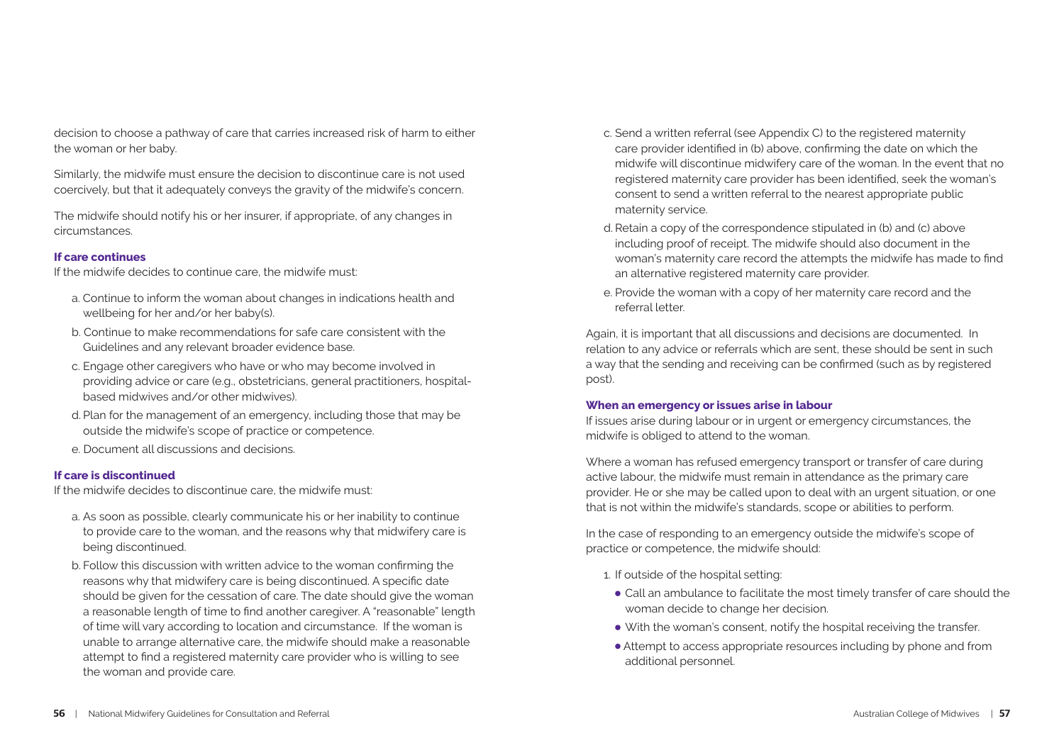decision to choose a pathway of care that carries increased risk of harm to either the woman or her baby.

Similarly, the midwife must ensure the decision to discontinue care is not used coercively, but that it adequately conveys the gravity of the midwife's concern.

The midwife should notify his or her insurer, if appropriate, of any changes in circumstances.

### If care continues

If the midwife decides to continue care, the midwife must:

a. Continue to inform the woman about changes in indications health and wellbeing for her and/or her baby(s).

b. Continue to make recommendations for safe care consistent with the Guidelines and any relevant broader evidence base.

c. Engage other caregivers who have or who may become involved in providing advice or care (e.g., obstetricians, general practitioners, hospital-based midwives and/or other midwives).

d. Plan for the management of an emergency, including those that may be outside the midwife's scope of practice or competence.

e. Document all discussions and decisions.

### If care is discontinued

If the midwife decides to discontinue care, the midwife must:

a. As soon as possible, clearly communicate his or her inability to continue to provide care to the woman, and the reasons why that midwifery care is being discontinued.

b. Follow this discussion with written advice to the woman confirming the reasons why that midwifery care is being discontinued. A specific date should be given for the cessation of care. The date should give the woman a reasonable length of time to find another caregiver. A "reasonable" length of time will vary according to location and circumstance. If the woman is unable to arrange alternative care, the midwife should make a reasonable attempt to find a registered maternity care provider who is willing to see the woman and provide care.

c. Send a written referral (see Appendix C) to the registered maternity care provider identified in (b) above, confirming the date on which the midwife will discontinue midwifery care of the woman. In the event that no registered maternity care provider has been identified, seek the woman's consent to send a written referral to the nearest appropriate public maternity service.

d. Retain a copy of the correspondence stipulated in (b) and (c) above including proof of receipt. The midwife should also document in the woman's maternity care record the attempts the midwife has made to find an alternative registered maternity care provider.

e. Provide the woman with a copy of her maternity care record and the referral letter.

Again, it is important that all discussions and decisions are documented. In relation to any advice or referrals which are sent, these should be sent in such a way that the sending and receiving can be confirmed (such as by registered post).

### When an emergency or issues arise in labour

If issues arise during labour or in urgent or emergency circumstances, the midwife is obliged to attend to the woman.

Where a woman has refused emergency transport or transfer of care during active labour, the midwife must remain in attendance as the primary care provider. He or she may be called upon to deal with an urgent situation, or one that is not within the midwife's standards, scope or abilities to perform.

In the case of responding to an emergency outside the midwife's scope of practice or competence, the midwife should:

1. If outside of the hospital setting:
   - Call an ambulance to facilitate the most timely transfer of care should the woman decide to change her decision.
   - With the woman's consent, notify the hospital receiving the transfer.
   - Attempt to access appropriate resources including by phone and from additional personnel.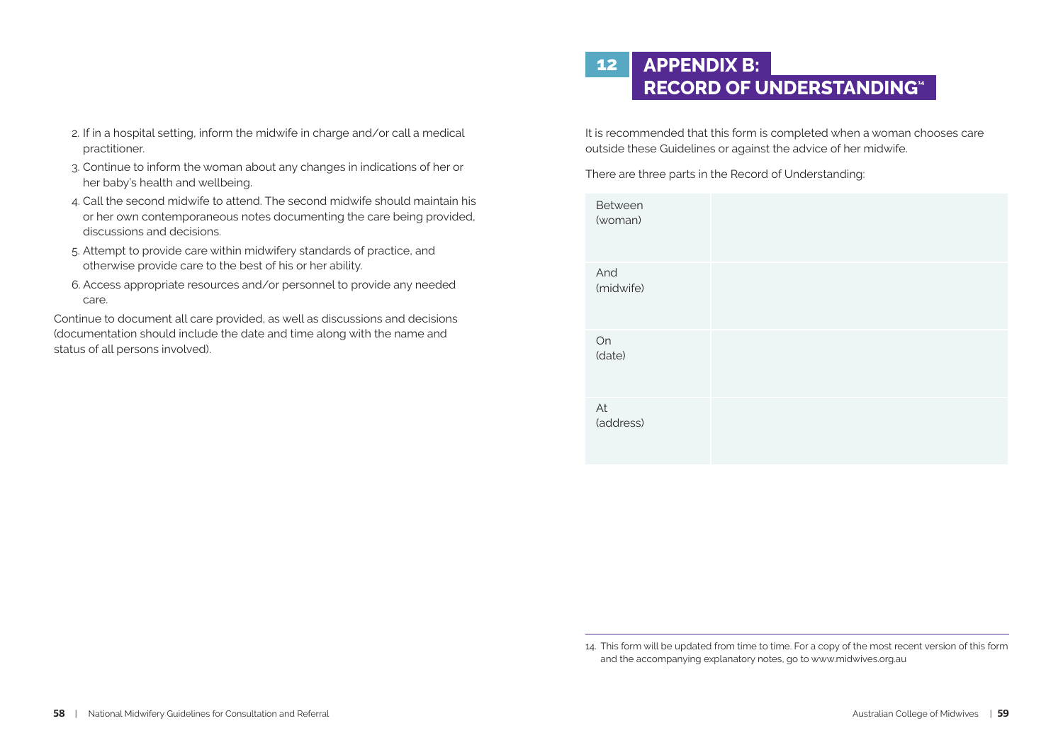2. If in a hospital setting, inform the midwife in charge and/or call a medical practitioner.
3. Continue to inform the woman about any changes in indications of her or her baby's health and wellbeing.
4. Call the second midwife to attend. The second midwife should maintain his or her own contemporaneous notes documenting the care being provided, discussions and decisions.
5. Attempt to provide care within midwifery standards of practice, and otherwise provide care to the best of his or her ability.
6. Access appropriate resources and/or personnel to provide any needed care.

Continue to document all care provided, as well as discussions and decisions (documentation should include the date and time along with the name and status of all persons involved).

# 12 APPENDIX B: RECORD OF UNDERSTANDING[14]

It is recommended that this form is completed when a woman chooses care outside these Guidelines or against the advice of her midwife.

There are three parts in the Record of Understanding:

| | |
|---|---|
| Between (woman) | |
| And (midwife) | |
| On (date) | |
| At (address) | |

14. This form will be updated from time to time. For a copy of the most recent version of this form and the accompanying explanatory notes, go to www.midwives.org.au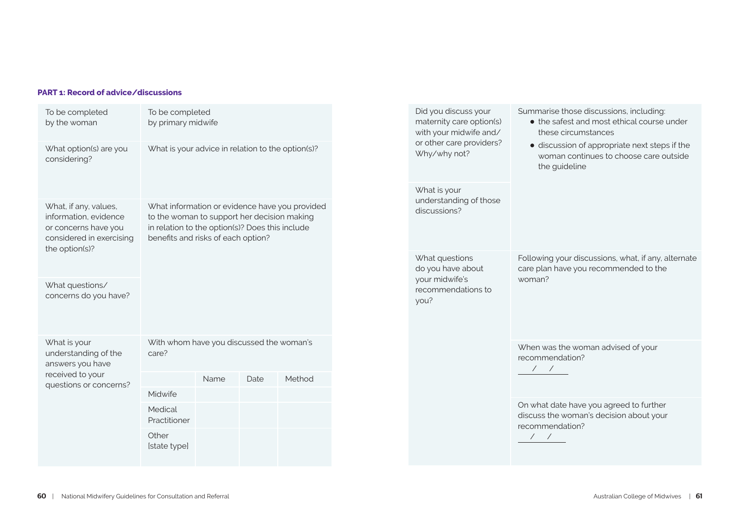**PART 1: Record of advice/discussions**

| To be completed by the woman | To be completed by primary midwife | | | |
|---|---|---|---|---|
| What option(s) are you considering? | What is your advice in relation to the option(s)? | | | |
| What, if any, values, information, evidence or concerns have you considered in exercising the option(s)? | What information or evidence have you provided to the woman to support her decision making in relation to the option(s)? Does this include benefits and risks of each option? | | | |
| What questions/ concerns do you have? | | | | |
| What is your understanding of the answers you have received to your questions or concerns? | With whom have you discussed the woman's care? | | | |
| | | Name | Date | Method |
| | Midwife | | | |
| | Medical Practitioner | | | |
| | Other [state type] | | | |

| | |
|---|---|
| Did you discuss your maternity care option(s) with your midwife and/ or other care providers? Why/why not? | Summarise those discussions, including:<br>• the safest and most ethical course under these circumstances<br>• discussion of appropriate next steps if the woman continues to choose care outside the guideline |
| What is your understanding of those discussions? | |
| What questions do you have about your midwife's recommendations to you? | Following your discussions, what, if any, alternate care plan have you recommended to the woman? |
| | When was the woman advised of your recommendation?<br>/ / |
| | On what date have you agreed to further discuss the woman's decision about your recommendation?<br>/ / |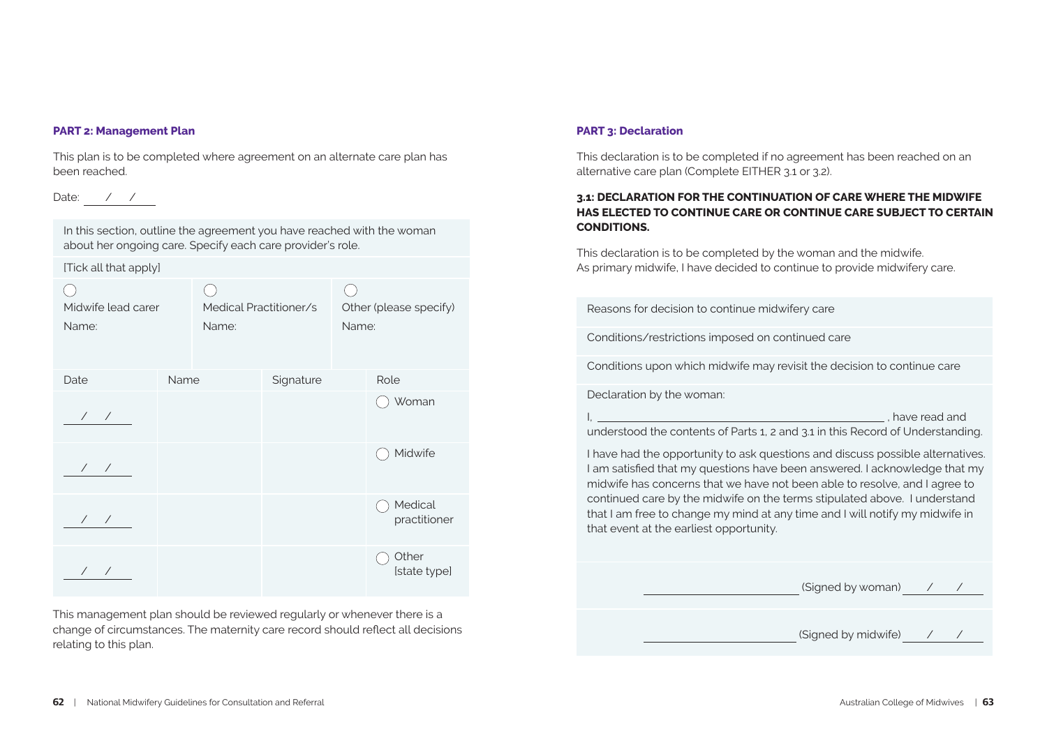**PART 2: Management Plan**

This plan is to be completed where agreement on an alternate care plan has been reached.

Date: \_\_/\_\_/\_\_

In this section, outline the agreement you have reached with the woman about her ongoing care. Specify each care provider's role.

[Tick all that apply]

| ◯ Midwife lead carer | ◯ Medical Practitioner/s | ◯ Other (please specify) |
|---|---|---|
| Name: | Name: | Name: |

| Date | Name | Signature | Role |
|---|---|---|---|
| / / | | | ◯ Woman |
| / / | | | ◯ Midwife |
| / / | | | ◯ Medical practitioner |
| / / | | | ◯ Other [state type] |

This management plan should be reviewed regularly or whenever there is a change of circumstances. The maternity care record should reflect all decisions relating to this plan.

**PART 3: Declaration**

This declaration is to be completed if no agreement has been reached on an alternative care plan (Complete EITHER 3.1 or 3.2).

**3.1: DECLARATION FOR THE CONTINUATION OF CARE WHERE THE MIDWIFE HAS ELECTED TO CONTINUE CARE OR CONTINUE CARE SUBJECT TO CERTAIN CONDITIONS.**

This declaration is to be completed by the woman and the midwife.
As primary midwife, I have decided to continue to provide midwifery care.

Reasons for decision to continue midwifery care

Conditions/restrictions imposed on continued care

Conditions upon which midwife may revisit the decision to continue care

Declaration by the woman:

I, \_\_\_\_\_\_\_\_\_\_\_\_\_\_\_\_\_\_\_\_\_\_\_\_\_\_\_\_\_\_\_\_\_\_\_\_\_\_\_\_, have read and understood the contents of Parts 1, 2 and 3.1 in this Record of Understanding.

I have had the opportunity to ask questions and discuss possible alternatives. I am satisfied that my questions have been answered. I acknowledge that my midwife has concerns that we have not been able to resolve, and I agree to continued care by the midwife on the terms stipulated above. I understand that I am free to change my mind at any time and I will notify my midwife in that event at the earliest opportunity.

\_\_\_\_\_\_\_\_\_\_\_\_\_\_\_\_\_\_\_\_ (Signed by woman) \_\_/\_\_/\_\_

\_\_\_\_\_\_\_\_\_\_\_\_\_\_\_\_\_\_\_\_ (Signed by midwife) \_\_/\_\_/\_\_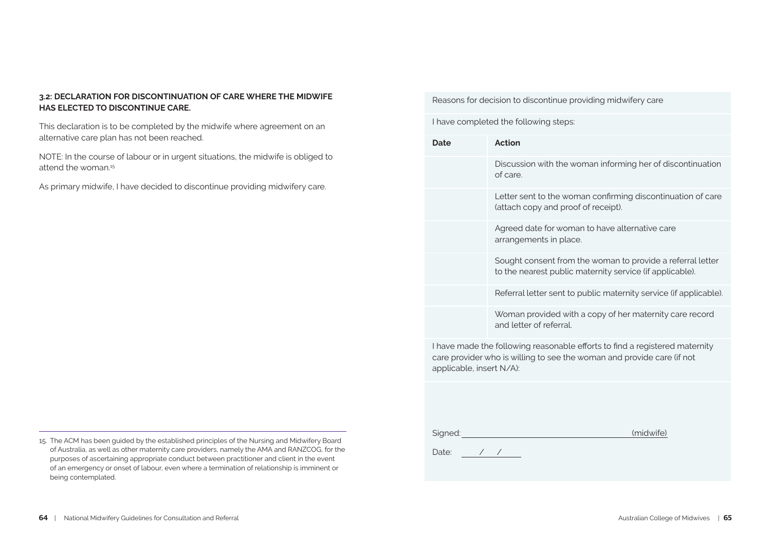**3.2: DECLARATION FOR DISCONTINUATION OF CARE WHERE THE MIDWIFE HAS ELECTED TO DISCONTINUE CARE.**

This declaration is to be completed by the midwife where agreement on an alternative care plan has not been reached.

NOTE: In the course of labour or in urgent situations, the midwife is obliged to attend the woman.[15]

As primary midwife, I have decided to discontinue providing midwifery care.

Reasons for decision to discontinue providing midwifery care

I have completed the following steps:

| Date | Action |
|---|---|
| | Discussion with the woman informing her of discontinuation of care. |
| | Letter sent to the woman confirming discontinuation of care (attach copy and proof of receipt). |
| | Agreed date for woman to have alternative care arrangements in place. |
| | Sought consent from the woman to provide a referral letter to the nearest public maternity service (if applicable). |
| | Referral letter sent to public maternity service (if applicable). |
| | Woman provided with a copy of her maternity care record and letter of referral. |

I have made the following reasonable efforts to find a registered maternity care provider who is willing to see the woman and provide care (if not applicable, insert N/A):

Signed: ______________________________ (midwife)

Date: ___ / ___ / ___

15. The ACM has been guided by the established principles of the Nursing and Midwifery Board of Australia, as well as other maternity care providers, namely the AMA and RANZCOG, for the purposes of ascertaining appropriate conduct between practitioner and client in the event of an emergency or onset of labour, even where a termination of relationship is imminent or being contemplated.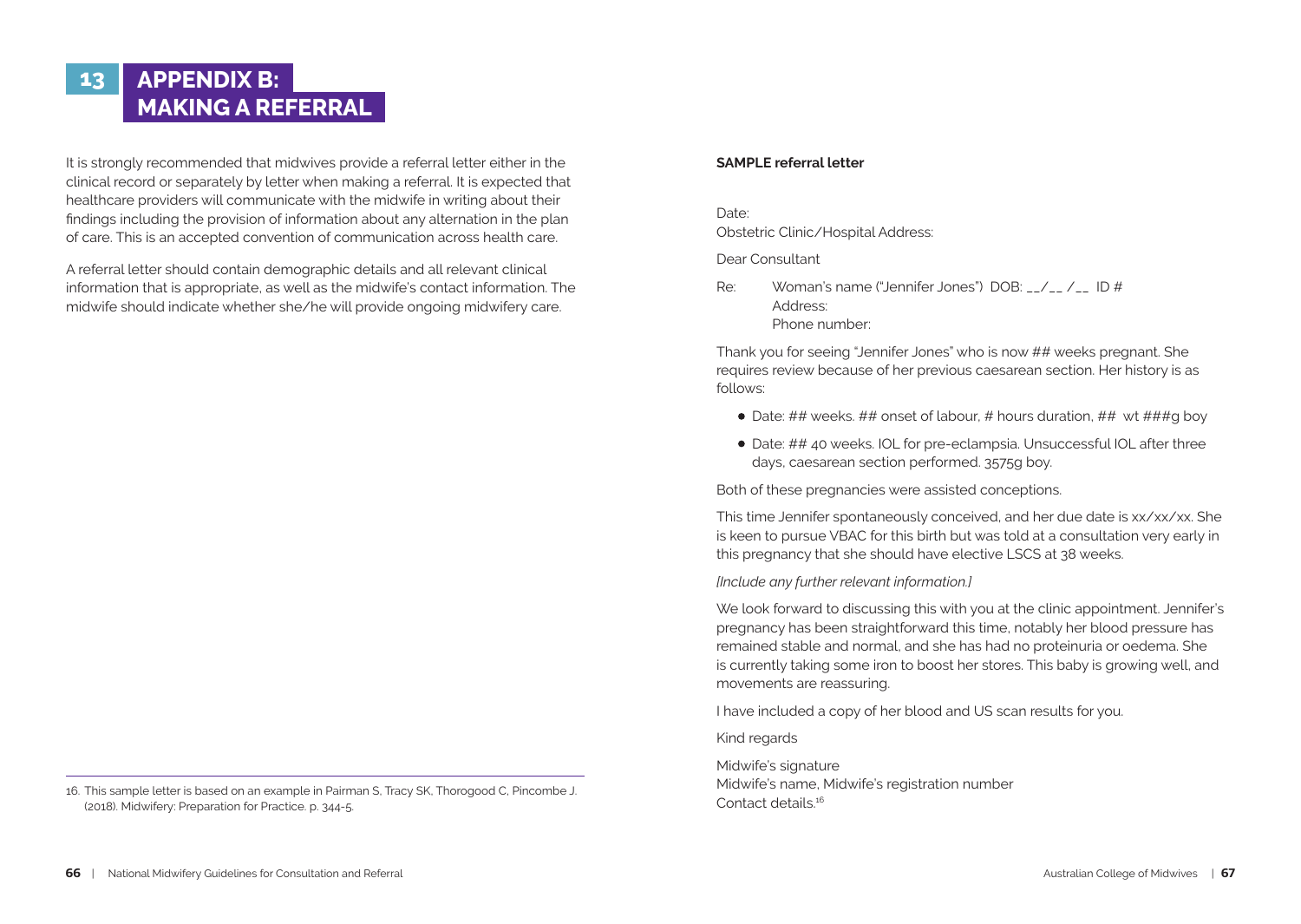# 13 APPENDIX B: MAKING A REFERRAL

It is strongly recommended that midwives provide a referral letter either in the clinical record or separately by letter when making a referral. It is expected that healthcare providers will communicate with the midwife in writing about their findings including the provision of information about any alternation in the plan of care. This is an accepted convention of communication across health care.

A referral letter should contain demographic details and all relevant clinical information that is appropriate, as well as the midwife's contact information. The midwife should indicate whether she/he will provide ongoing midwifery care.

**SAMPLE referral letter**

Date:
Obstetric Clinic/Hospital Address:

Dear Consultant

Re: Woman's name ("Jennifer Jones") DOB: __/__ /__ ID #
Address:
Phone number:

Thank you for seeing "Jennifer Jones" who is now ## weeks pregnant. She requires review because of her previous caesarean section. Her history is as follows:

- Date: ## weeks. ## onset of labour, # hours duration, ## wt ###g boy
- Date: ## 40 weeks. IOL for pre-eclampsia. Unsuccessful IOL after three days, caesarean section performed. 3575g boy.

Both of these pregnancies were assisted conceptions.

This time Jennifer spontaneously conceived, and her due date is xx/xx/xx. She is keen to pursue VBAC for this birth but was told at a consultation very early in this pregnancy that she should have elective LSCS at 38 weeks.

*[Include any further relevant information.]*

We look forward to discussing this with you at the clinic appointment. Jennifer's pregnancy has been straightforward this time, notably her blood pressure has remained stable and normal, and she has had no proteinuria or oedema. She is currently taking some iron to boost her stores. This baby is growing well, and movements are reassuring.

I have included a copy of her blood and US scan results for you.

Kind regards

Midwife's signature
Midwife's name, Midwife's registration number
Contact details.[16]

16. This sample letter is based on an example in Pairman S, Tracy SK, Thorogood C, Pincombe J. (2018). Midwifery: Preparation for Practice. p. 344-5.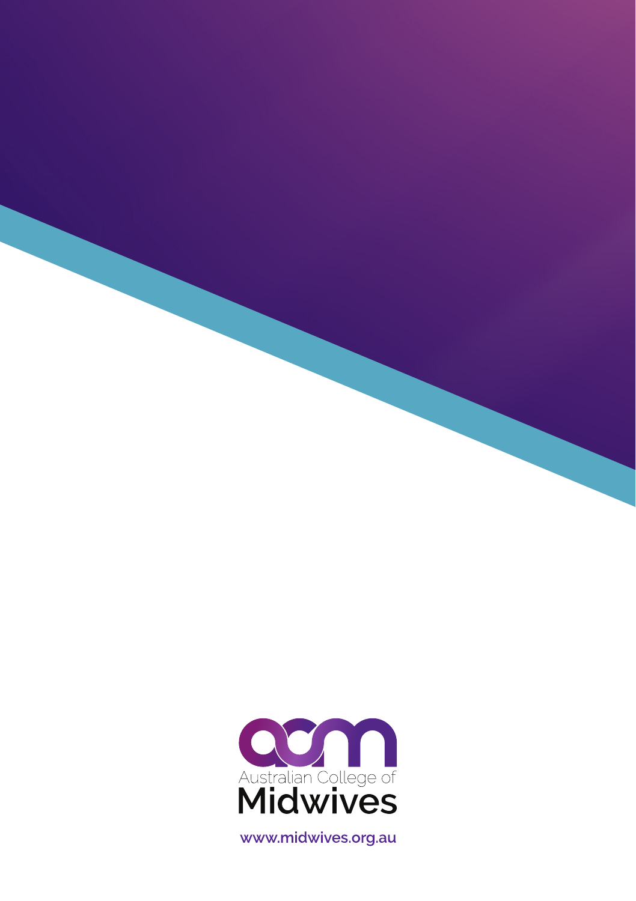Australian College of Midwives

www.midwives.org.au